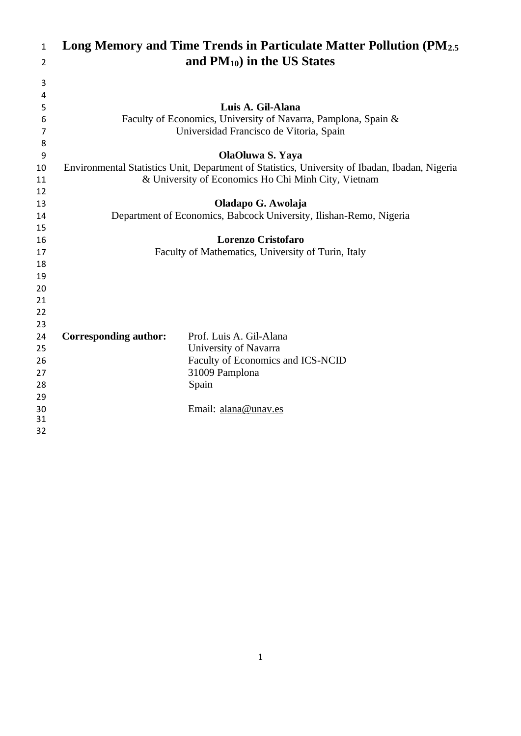# Long Memory and Time Trends in Particulate Matter Pollution ($PM_{2.5}$ and $PM_{10}$) in the US States

**Luis A. Gil-Alana**
Faculty of Economics, University of Navarra, Pamplona, Spain &
Universidad Francisco de Vitoria, Spain

**OlaOluwa S. Yaya**
Environmental Statistics Unit, Department of Statistics, University of Ibadan, Ibadan, Nigeria
& University of Economics Ho Chi Minh City, Vietnam

**Oladapo G. Awolaja**
Department of Economics, Babcock University, Ilishan-Remo, Nigeria

**Lorenzo Cristofaro**
Faculty of Mathematics, University of Turin, Italy

**Corresponding author:** Prof. Luis A. Gil-Alana
University of Navarra
Faculty of Economics and ICS-NCID
31009 Pamplona
Spain

Email: alana@unav.es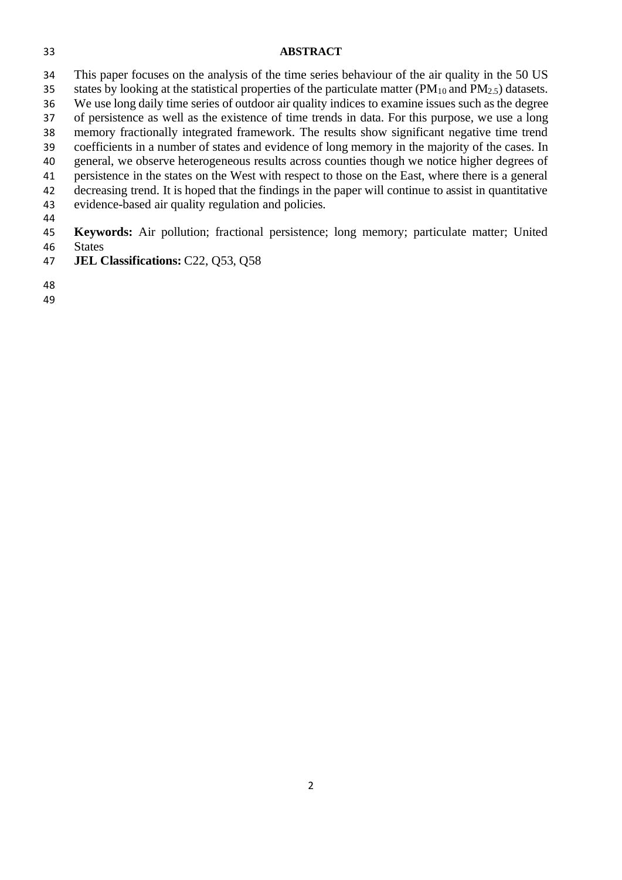## ABSTRACT

This paper focuses on the analysis of the time series behaviour of the air quality in the 50 US states by looking at the statistical properties of the particulate matter ($PM_{10}$ and $PM_{2.5}$) datasets. We use long daily time series of outdoor air quality indices to examine issues such as the degree of persistence as well as the existence of time trends in data. For this purpose, we use a long memory fractionally integrated framework. The results show significant negative time trend coefficients in a number of states and evidence of long memory in the majority of the cases. In general, we observe heterogeneous results across counties though we notice higher degrees of persistence in the states on the West with respect to those on the East, where there is a general decreasing trend. It is hoped that the findings in the paper will continue to assist in quantitative evidence-based air quality regulation and policies.

**Keywords:** Air pollution; fractional persistence; long memory; particulate matter; United States

**JEL Classifications:** C22, Q53, Q58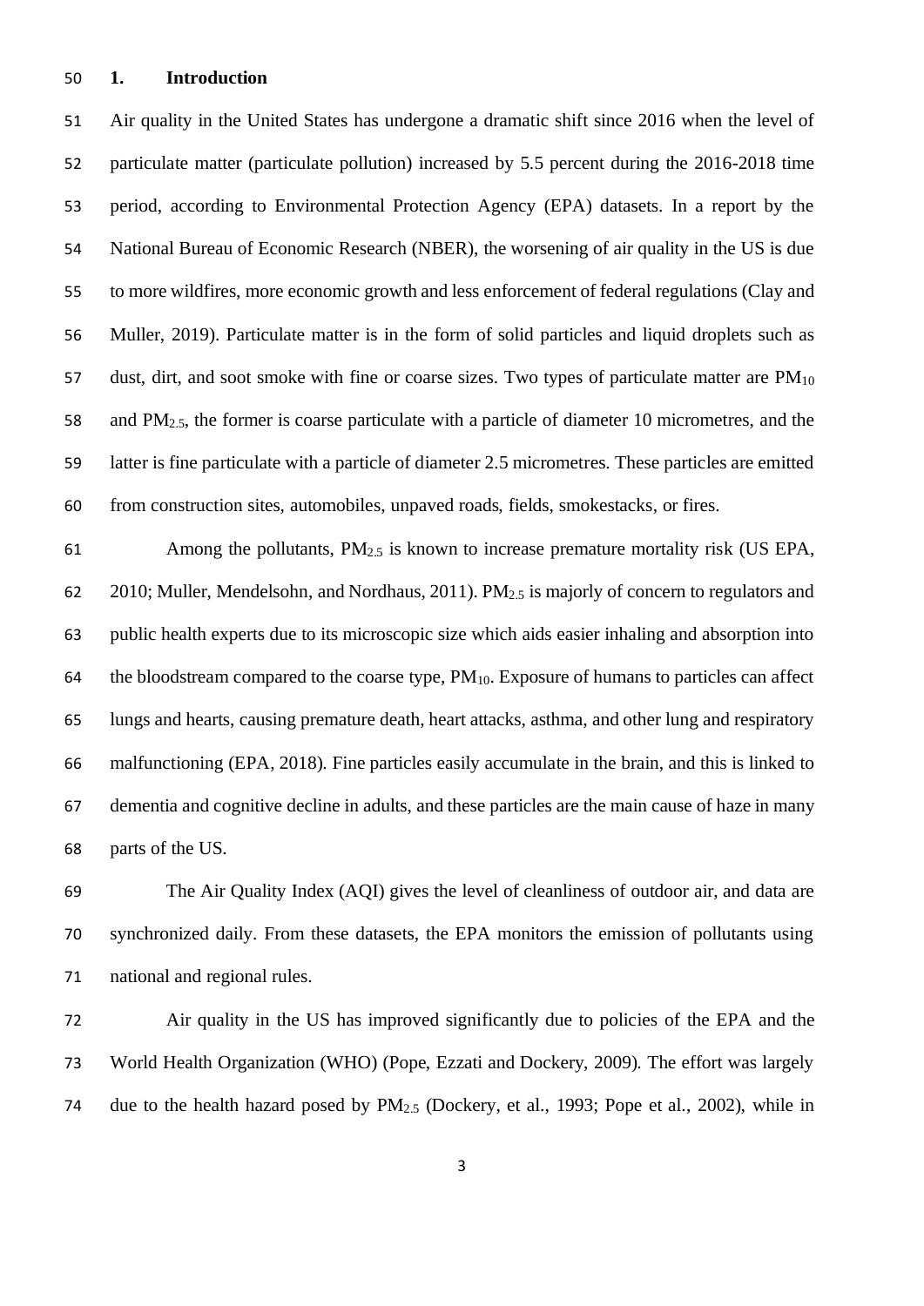## 1. Introduction

Air quality in the United States has undergone a dramatic shift since 2016 when the level of particulate matter (particulate pollution) increased by 5.5 percent during the 2016-2018 time period, according to Environmental Protection Agency (EPA) datasets. In a report by the National Bureau of Economic Research (NBER), the worsening of air quality in the US is due to more wildfires, more economic growth and less enforcement of federal regulations (Clay and Muller, 2019). Particulate matter is in the form of solid particles and liquid droplets such as dust, dirt, and soot smoke with fine or coarse sizes. Two types of particulate matter are $PM_{10}$ and $PM_{2.5}$, the former is coarse particulate with a particle of diameter 10 micrometres, and the latter is fine particulate with a particle of diameter 2.5 micrometres. These particles are emitted from construction sites, automobiles, unpaved roads, fields, smokestacks, or fires.

Among the pollutants, $PM_{2.5}$ is known to increase premature mortality risk (US EPA, 2010; Muller, Mendelsohn, and Nordhaus, 2011). $PM_{2.5}$ is majorly of concern to regulators and public health experts due to its microscopic size which aids easier inhaling and absorption into the bloodstream compared to the coarse type, $PM_{10}$. Exposure of humans to particles can affect lungs and hearts, causing premature death, heart attacks, asthma, and other lung and respiratory malfunctioning (EPA, 2018). Fine particles easily accumulate in the brain, and this is linked to dementia and cognitive decline in adults, and these particles are the main cause of haze in many parts of the US.

The Air Quality Index (AQI) gives the level of cleanliness of outdoor air, and data are synchronized daily. From these datasets, the EPA monitors the emission of pollutants using national and regional rules.

Air quality in the US has improved significantly due to policies of the EPA and the World Health Organization (WHO) (Pope, Ezzati and Dockery, 2009). The effort was largely due to the health hazard posed by $PM_{2.5}$ (Dockery, et al., 1993; Pope et al., 2002), while in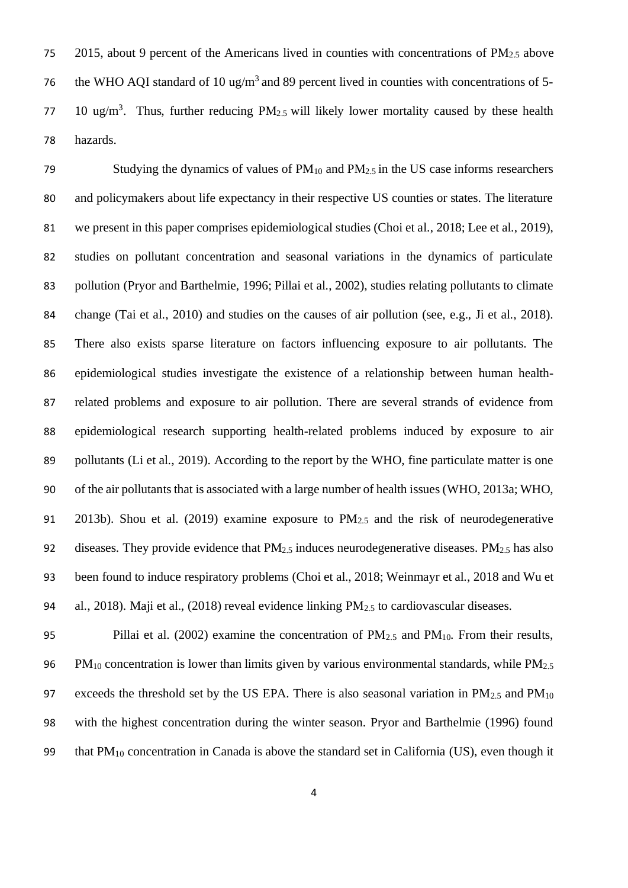2015, about 9 percent of the Americans lived in counties with concentrations of $PM_{2.5}$ above the WHO AQI standard of 10 ug/m$^3$ and 89 percent lived in counties with concentrations of 5-10 ug/m$^3$. Thus, further reducing $PM_{2.5}$ will likely lower mortality caused by these health hazards.

Studying the dynamics of values of $PM_{10}$ and $PM_{2.5}$ in the US case informs researchers and policymakers about life expectancy in their respective US counties or states. The literature we present in this paper comprises epidemiological studies (Choi et al., 2018; Lee et al., 2019), studies on pollutant concentration and seasonal variations in the dynamics of particulate pollution (Pryor and Barthelmie, 1996; Pillai et al., 2002), studies relating pollutants to climate change (Tai et al., 2010) and studies on the causes of air pollution (see, e.g., Ji et al., 2018). There also exists sparse literature on factors influencing exposure to air pollutants. The epidemiological studies investigate the existence of a relationship between human health-related problems and exposure to air pollution. There are several strands of evidence from epidemiological research supporting health-related problems induced by exposure to air pollutants (Li et al., 2019). According to the report by the WHO, fine particulate matter is one of the air pollutants that is associated with a large number of health issues (WHO, 2013a; WHO, 2013b). Shou et al. (2019) examine exposure to $PM_{2.5}$ and the risk of neurodegenerative diseases. They provide evidence that $PM_{2.5}$ induces neurodegenerative diseases. $PM_{2.5}$ has also been found to induce respiratory problems (Choi et al., 2018; Weinmayr et al., 2018 and Wu et al., 2018). Maji et al., (2018) reveal evidence linking $PM_{2.5}$ to cardiovascular diseases.

Pillai et al. (2002) examine the concentration of $PM_{2.5}$ and $PM_{10}$. From their results, $PM_{10}$ concentration is lower than limits given by various environmental standards, while $PM_{2.5}$ exceeds the threshold set by the US EPA. There is also seasonal variation in $PM_{2.5}$ and $PM_{10}$ with the highest concentration during the winter season. Pryor and Barthelmie (1996) found that $PM_{10}$ concentration in Canada is above the standard set in California (US), even though it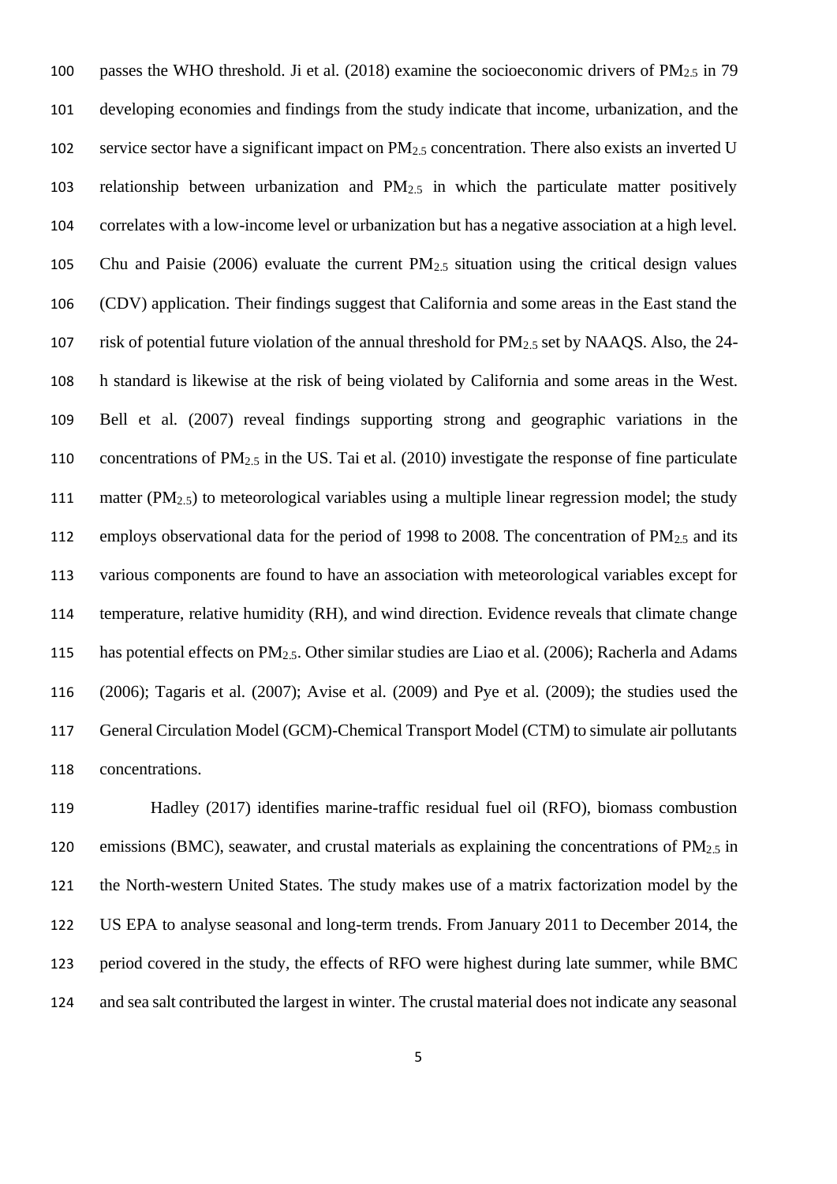passes the WHO threshold. Ji et al. (2018) examine the socioeconomic drivers of $PM_{2.5}$ in 79 developing economies and findings from the study indicate that income, urbanization, and the service sector have a significant impact on $PM_{2.5}$ concentration. There also exists an inverted U relationship between urbanization and $PM_{2.5}$ in which the particulate matter positively correlates with a low-income level or urbanization but has a negative association at a high level. Chu and Paisie (2006) evaluate the current $PM_{2.5}$ situation using the critical design values (CDV) application. Their findings suggest that California and some areas in the East stand the risk of potential future violation of the annual threshold for $PM_{2.5}$ set by NAAQS. Also, the 24-h standard is likewise at the risk of being violated by California and some areas in the West. Bell et al. (2007) reveal findings supporting strong and geographic variations in the concentrations of $PM_{2.5}$ in the US. Tai et al. (2010) investigate the response of fine particulate matter ($PM_{2.5}$) to meteorological variables using a multiple linear regression model; the study employs observational data for the period of 1998 to 2008. The concentration of $PM_{2.5}$ and its various components are found to have an association with meteorological variables except for temperature, relative humidity (RH), and wind direction. Evidence reveals that climate change has potential effects on $PM_{2.5}$. Other similar studies are Liao et al. (2006); Racherla and Adams (2006); Tagaris et al. (2007); Avise et al. (2009) and Pye et al. (2009); the studies used the General Circulation Model (GCM)-Chemical Transport Model (CTM) to simulate air pollutants concentrations.

Hadley (2017) identifies marine-traffic residual fuel oil (RFO), biomass combustion emissions (BMC), seawater, and crustal materials as explaining the concentrations of $PM_{2.5}$ in the North-western United States. The study makes use of a matrix factorization model by the US EPA to analyse seasonal and long-term trends. From January 2011 to December 2014, the period covered in the study, the effects of RFO were highest during late summer, while BMC and sea salt contributed the largest in winter. The crustal material does not indicate any seasonal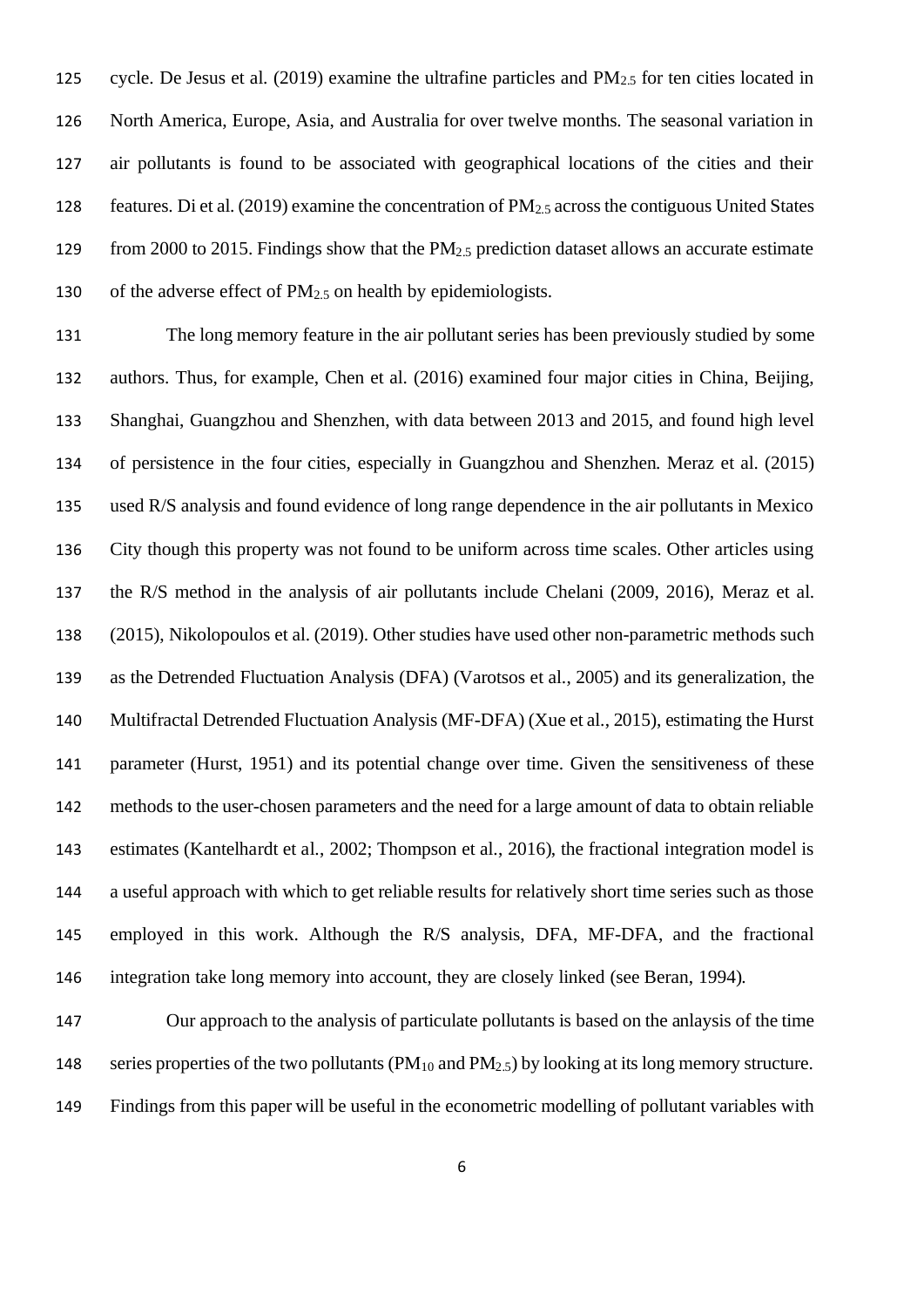cycle. De Jesus et al. (2019) examine the ultrafine particles and $PM_{2.5}$ for ten cities located in North America, Europe, Asia, and Australia for over twelve months. The seasonal variation in air pollutants is found to be associated with geographical locations of the cities and their features. Di et al. (2019) examine the concentration of $PM_{2.5}$ across the contiguous United States from 2000 to 2015. Findings show that the $PM_{2.5}$ prediction dataset allows an accurate estimate of the adverse effect of $PM_{2.5}$ on health by epidemiologists.

The long memory feature in the air pollutant series has been previously studied by some authors. Thus, for example, Chen et al. (2016) examined four major cities in China, Beijing, Shanghai, Guangzhou and Shenzhen, with data between 2013 and 2015, and found high level of persistence in the four cities, especially in Guangzhou and Shenzhen. Meraz et al. (2015) used R/S analysis and found evidence of long range dependence in the air pollutants in Mexico City though this property was not found to be uniform across time scales. Other articles using the R/S method in the analysis of air pollutants include Chelani (2009, 2016), Meraz et al. (2015), Nikolopoulos et al. (2019). Other studies have used other non-parametric methods such as the Detrended Fluctuation Analysis (DFA) (Varotsos et al., 2005) and its generalization, the Multifractal Detrended Fluctuation Analysis (MF-DFA) (Xue et al., 2015), estimating the Hurst parameter (Hurst, 1951) and its potential change over time. Given the sensitiveness of these methods to the user-chosen parameters and the need for a large amount of data to obtain reliable estimates (Kantelhardt et al., 2002; Thompson et al., 2016), the fractional integration model is a useful approach with which to get reliable results for relatively short time series such as those employed in this work. Although the R/S analysis, DFA, MF-DFA, and the fractional integration take long memory into account, they are closely linked (see Beran, 1994).

Our approach to the analysis of particulate pollutants is based on the anlaysis of the time series properties of the two pollutants ($PM_{10}$ and $PM_{2.5}$) by looking at its long memory structure. Findings from this paper will be useful in the econometric modelling of pollutant variables with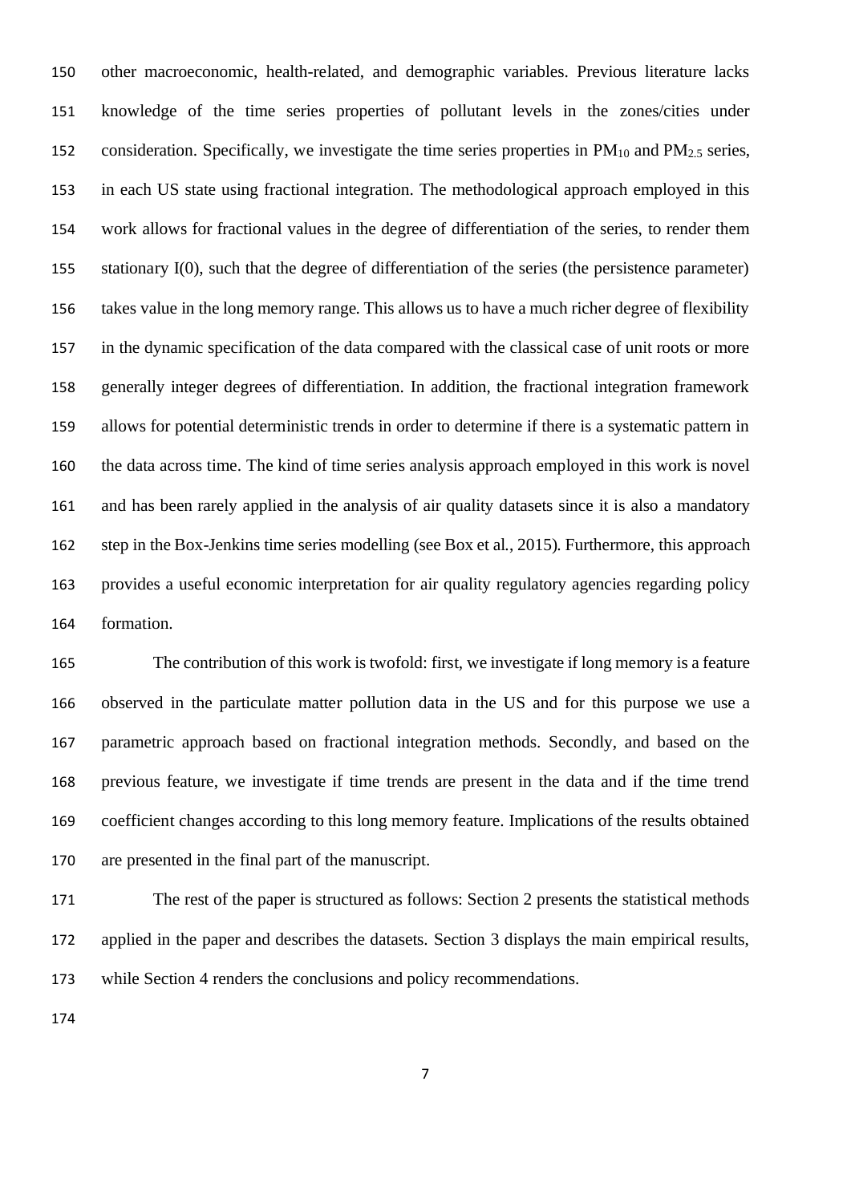other macroeconomic, health-related, and demographic variables. Previous literature lacks knowledge of the time series properties of pollutant levels in the zones/cities under consideration. Specifically, we investigate the time series properties in $PM_{10}$ and $PM_{2.5}$ series, in each US state using fractional integration. The methodological approach employed in this work allows for fractional values in the degree of differentiation of the series, to render them stationary I(0), such that the degree of differentiation of the series (the persistence parameter) takes value in the long memory range. This allows us to have a much richer degree of flexibility in the dynamic specification of the data compared with the classical case of unit roots or more generally integer degrees of differentiation. In addition, the fractional integration framework allows for potential deterministic trends in order to determine if there is a systematic pattern in the data across time. The kind of time series analysis approach employed in this work is novel and has been rarely applied in the analysis of air quality datasets since it is also a mandatory step in the Box-Jenkins time series modelling (see Box et al., 2015). Furthermore, this approach provides a useful economic interpretation for air quality regulatory agencies regarding policy formation.

The contribution of this work is twofold: first, we investigate if long memory is a feature observed in the particulate matter pollution data in the US and for this purpose we use a parametric approach based on fractional integration methods. Secondly, and based on the previous feature, we investigate if time trends are present in the data and if the time trend coefficient changes according to this long memory feature. Implications of the results obtained are presented in the final part of the manuscript.

The rest of the paper is structured as follows: Section 2 presents the statistical methods applied in the paper and describes the datasets. Section 3 displays the main empirical results, while Section 4 renders the conclusions and policy recommendations.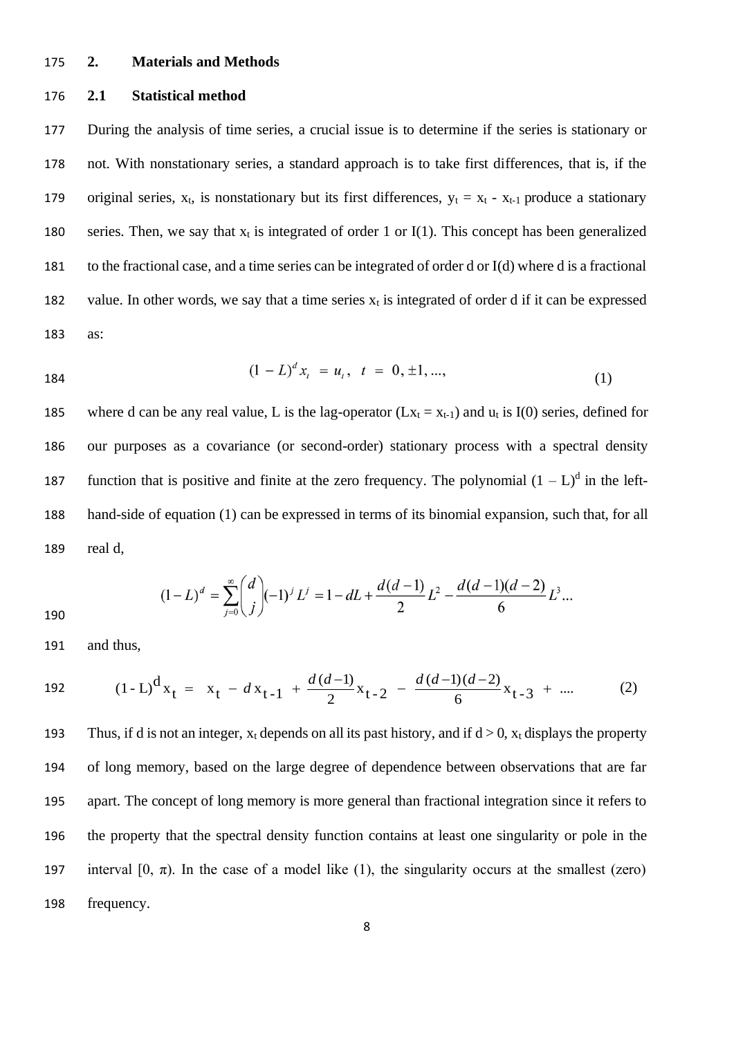## 2. Materials and Methods

### 2.1 Statistical method

During the analysis of time series, a crucial issue is to determine if the series is stationary or not. With nonstationary series, a standard approach is to take first differences, that is, if the original series, $x_t$, is nonstationary but its first differences, $y_t = x_t - x_{t-1}$ produce a stationary series. Then, we say that $x_t$ is integrated of order 1 or I(1). This concept has been generalized to the fractional case, and a time series can be integrated of order d or I(d) where d is a fractional value. In other words, we say that a time series $x_t$ is integrated of order d if it can be expressed as:

$$(1 - L)^d x_t = u_t, \quad t = 0, \pm 1, ..., \tag{1}$$

where d can be any real value, L is the lag-operator ($Lx_t = x_{t-1}$) and $u_t$ is I(0) series, defined for our purposes as a covariance (or second-order) stationary process with a spectral density function that is positive and finite at the zero frequency. The polynomial $(1 - L)^d$ in the left-hand-side of equation (1) can be expressed in terms of its binomial expansion, such that, for all real d,

$$(1-L)^d = \sum_{j=0}^{\infty} \binom{d}{j} (-1)^j L^j = 1 - dL + \frac{d(d-1)}{2} L^2 - \frac{d(d-1)(d-2)}{6} L^3 ...$$

and thus,

$$(1 - L)^d x_t = x_t - d\, x_{t-1} + \frac{d(d-1)}{2} x_{t-2} - \frac{d(d-1)(d-2)}{6} x_{t-3} + .... \tag{2}$$

Thus, if d is not an integer, $x_t$ depends on all its past history, and if $d > 0$, $x_t$ displays the property of long memory, based on the large degree of dependence between observations that are far apart. The concept of long memory is more general than fractional integration since it refers to the property that the spectral density function contains at least one singularity or pole in the interval $[0, \pi)$. In the case of a model like (1), the singularity occurs at the smallest (zero) frequency.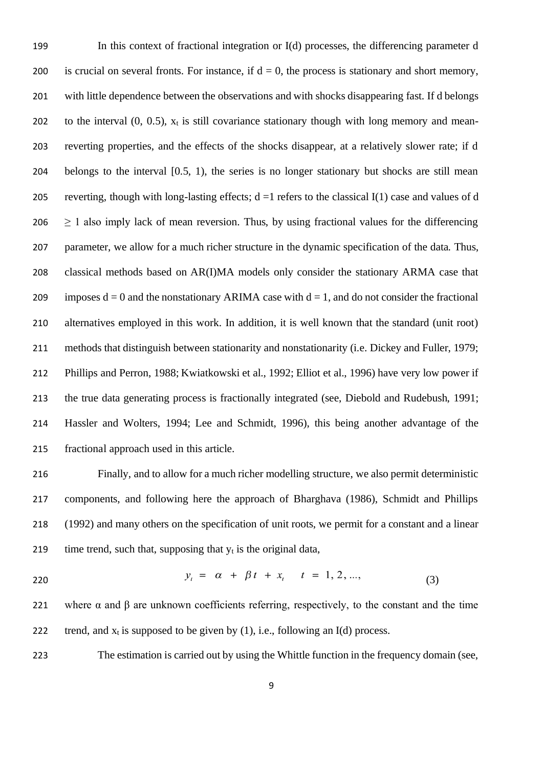In this context of fractional integration or I(d) processes, the differencing parameter d is crucial on several fronts. For instance, if $d = 0$, the process is stationary and short memory, with little dependence between the observations and with shocks disappearing fast. If d belongs to the interval (0, 0.5), $x_t$ is still covariance stationary though with long memory and mean-reverting properties, and the effects of the shocks disappear, at a relatively slower rate; if d belongs to the interval [0.5, 1), the series is no longer stationary but shocks are still mean reverting, though with long-lasting effects; $d = 1$ refers to the classical I(1) case and values of $d \geq 1$ also imply lack of mean reversion. Thus, by using fractional values for the differencing parameter, we allow for a much richer structure in the dynamic specification of the data. Thus, classical methods based on AR(I)MA models only consider the stationary ARMA case that imposes $d = 0$ and the nonstationary ARIMA case with $d = 1$, and do not consider the fractional alternatives employed in this work. In addition, it is well known that the standard (unit root) methods that distinguish between stationarity and nonstationarity (i.e. Dickey and Fuller, 1979; Phillips and Perron, 1988; Kwiatkowski et al., 1992; Elliot et al., 1996) have very low power if the true data generating process is fractionally integrated (see, Diebold and Rudebush, 1991; Hassler and Wolters, 1994; Lee and Schmidt, 1996), this being another advantage of the fractional approach used in this article.

Finally, and to allow for a much richer modelling structure, we also permit deterministic components, and following here the approach of Bharghava (1986), Schmidt and Phillips (1992) and many others on the specification of unit roots, we permit for a constant and a linear time trend, such that, supposing that $y_t$ is the original data,

$$y_t = \alpha + \beta t + x_t \qquad t = 1, 2, ..., \tag{3}$$

where $\alpha$ and $\beta$ are unknown coefficients referring, respectively, to the constant and the time trend, and $x_t$ is supposed to be given by (1), i.e., following an I(d) process.

The estimation is carried out by using the Whittle function in the frequency domain (see,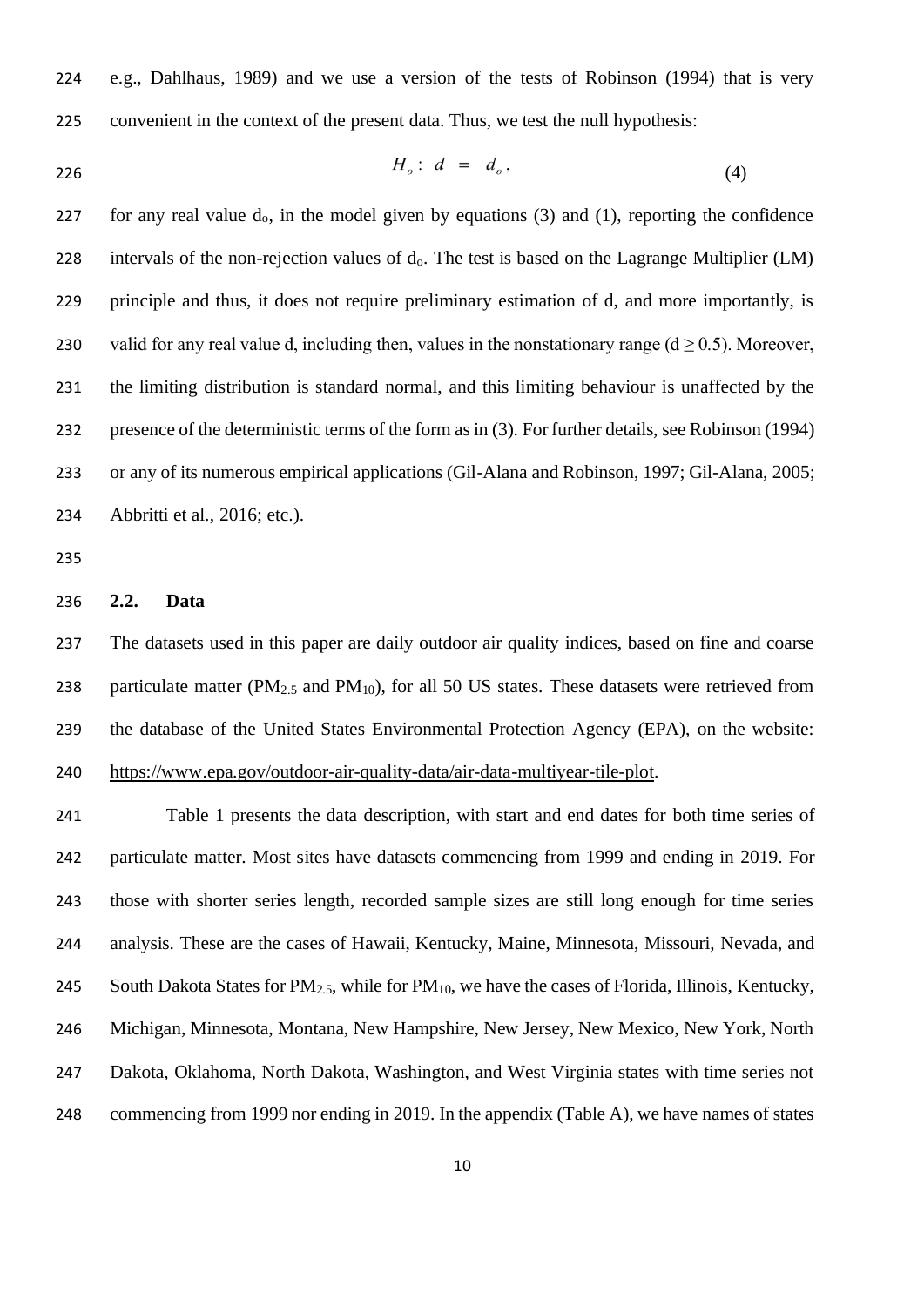e.g., Dahlhaus, 1989) and we use a version of the tests of Robinson (1994) that is very convenient in the context of the present data. Thus, we test the null hypothesis:

$$H_o : d = d_o , \tag{4}$$

for any real value $d_o$, in the model given by equations (3) and (1), reporting the confidence intervals of the non-rejection values of $d_o$. The test is based on the Lagrange Multiplier (LM) principle and thus, it does not require preliminary estimation of d, and more importantly, is valid for any real value d, including then, values in the nonstationary range ($d \geq 0.5$). Moreover, the limiting distribution is standard normal, and this limiting behaviour is unaffected by the presence of the deterministic terms of the form as in (3). For further details, see Robinson (1994) or any of its numerous empirical applications (Gil-Alana and Robinson, 1997; Gil-Alana, 2005; Abbritti et al., 2016; etc.).

## 2.2. Data

The datasets used in this paper are daily outdoor air quality indices, based on fine and coarse particulate matter ($PM_{2.5}$ and $PM_{10}$), for all 50 US states. These datasets were retrieved from the database of the United States Environmental Protection Agency (EPA), on the website: https://www.epa.gov/outdoor-air-quality-data/air-data-multiyear-tile-plot.

Table 1 presents the data description, with start and end dates for both time series of particulate matter. Most sites have datasets commencing from 1999 and ending in 2019. For those with shorter series length, recorded sample sizes are still long enough for time series analysis. These are the cases of Hawaii, Kentucky, Maine, Minnesota, Missouri, Nevada, and South Dakota States for $PM_{2.5}$, while for $PM_{10}$, we have the cases of Florida, Illinois, Kentucky, Michigan, Minnesota, Montana, New Hampshire, New Jersey, New Mexico, New York, North Dakota, Oklahoma, North Dakota, Washington, and West Virginia states with time series not commencing from 1999 nor ending in 2019. In the appendix (Table A), we have names of states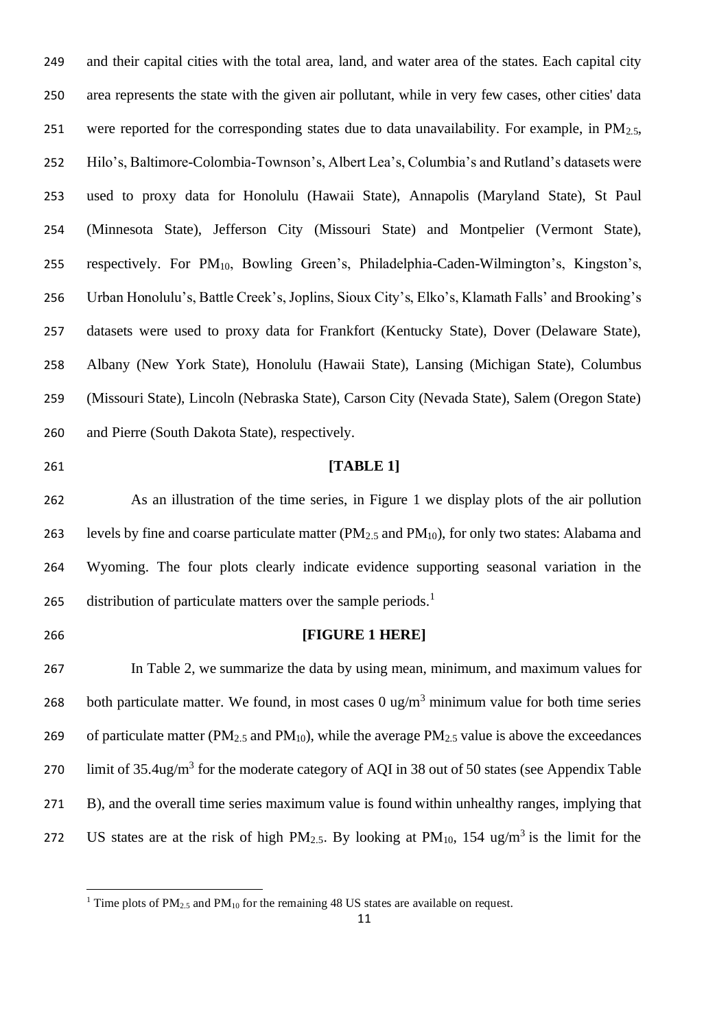and their capital cities with the total area, land, and water area of the states. Each capital city area represents the state with the given air pollutant, while in very few cases, other cities' data were reported for the corresponding states due to data unavailability. For example, in $PM_{2.5}$, Hilo's, Baltimore-Colombia-Townson's, Albert Lea's, Columbia's and Rutland's datasets were used to proxy data for Honolulu (Hawaii State), Annapolis (Maryland State), St Paul (Minnesota State), Jefferson City (Missouri State) and Montpelier (Vermont State), respectively. For $PM_{10}$, Bowling Green's, Philadelphia-Caden-Wilmington's, Kingston's, Urban Honolulu's, Battle Creek's, Joplins, Sioux City's, Elko's, Klamath Falls' and Brooking's datasets were used to proxy data for Frankfort (Kentucky State), Dover (Delaware State), Albany (New York State), Honolulu (Hawaii State), Lansing (Michigan State), Columbus (Missouri State), Lincoln (Nebraska State), Carson City (Nevada State), Salem (Oregon State) and Pierre (South Dakota State), respectively.

**[TABLE 1]**

As an illustration of the time series, in Figure 1 we display plots of the air pollution levels by fine and coarse particulate matter ($PM_{2.5}$ and $PM_{10}$), for only two states: Alabama and Wyoming. The four plots clearly indicate evidence supporting seasonal variation in the distribution of particulate matters over the sample periods.[1]

**[FIGURE 1 HERE]**

In Table 2, we summarize the data by using mean, minimum, and maximum values for both particulate matter. We found, in most cases 0 ug/$m^3$ minimum value for both time series of particulate matter ($PM_{2.5}$ and $PM_{10}$), while the average $PM_{2.5}$ value is above the exceedances limit of 35.4ug/$m^3$ for the moderate category of AQI in 38 out of 50 states (see Appendix Table B), and the overall time series maximum value is found within unhealthy ranges, implying that US states are at the risk of high $PM_{2.5}$. By looking at $PM_{10}$, 154 ug/$m^3$ is the limit for the

[1] Time plots of $PM_{2.5}$ and $PM_{10}$ for the remaining 48 US states are available on request.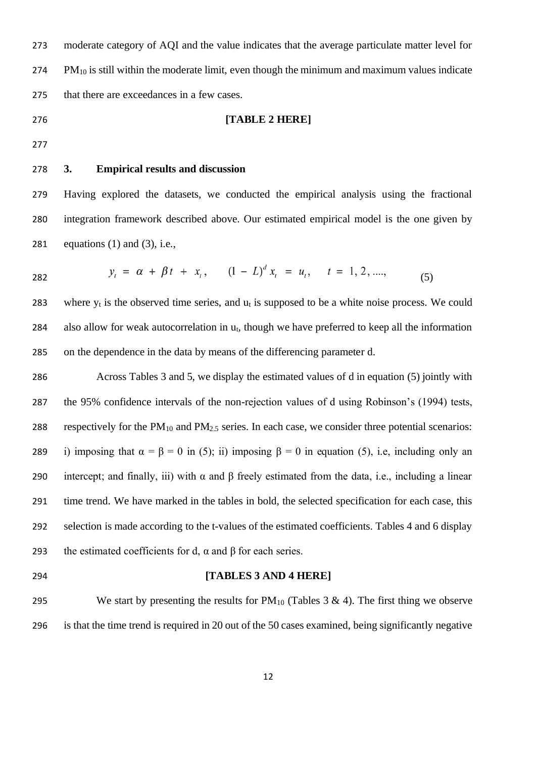moderate category of AQI and the value indicates that the average particulate matter level for $PM_{10}$ is still within the moderate limit, even though the minimum and maximum values indicate that there are exceedances in a few cases.

**[TABLE 2 HERE]**

## 3. Empirical results and discussion

Having explored the datasets, we conducted the empirical analysis using the fractional integration framework described above. Our estimated empirical model is the one given by equations (1) and (3), i.e.,

$$y_t = \alpha + \beta t + x_t, \qquad (1 - L)^d x_t = u_t, \qquad t = 1, 2, ...., \tag{5}$$

where $y_t$ is the observed time series, and $u_t$ is supposed to be a white noise process. We could also allow for weak autocorrelation in $u_t$, though we have preferred to keep all the information on the dependence in the data by means of the differencing parameter d.

Across Tables 3 and 5, we display the estimated values of d in equation (5) jointly with the 95% confidence intervals of the non-rejection values of d using Robinson's (1994) tests, respectively for the $PM_{10}$ and $PM_{2.5}$ series. In each case, we consider three potential scenarios: i) imposing that $\alpha = \beta = 0$ in (5); ii) imposing $\beta = 0$ in equation (5), i.e, including only an intercept; and finally, iii) with $\alpha$ and $\beta$ freely estimated from the data, i.e., including a linear time trend. We have marked in the tables in bold, the selected specification for each case, this selection is made according to the t-values of the estimated coefficients. Tables 4 and 6 display the estimated coefficients for d, $\alpha$ and $\beta$ for each series.

**[TABLES 3 AND 4 HERE]**

We start by presenting the results for $PM_{10}$ (Tables 3 & 4). The first thing we observe is that the time trend is required in 20 out of the 50 cases examined, being significantly negative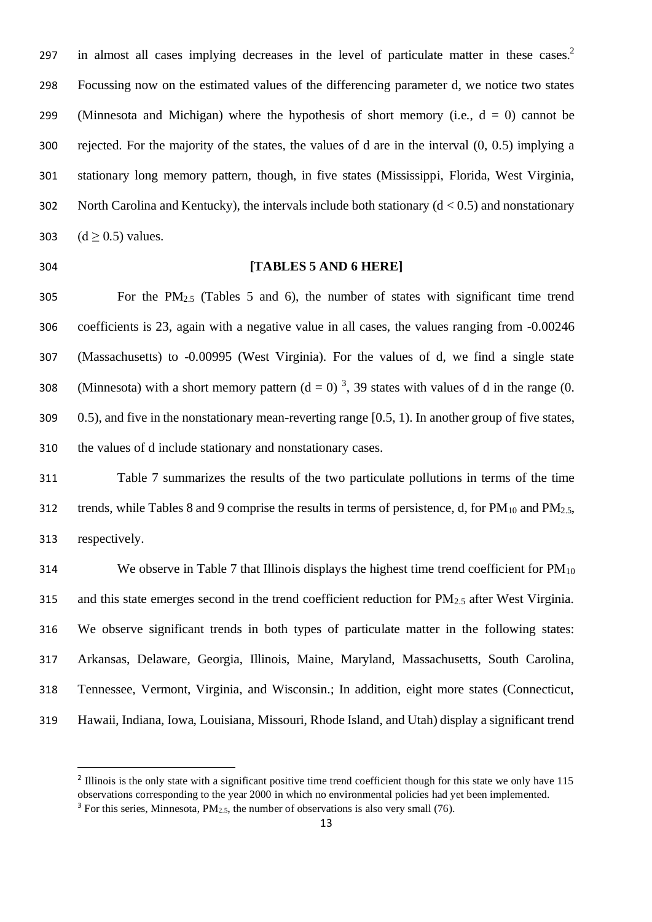in almost all cases implying decreases in the level of particulate matter in these cases.[2] Focussing now on the estimated values of the differencing parameter d, we notice two states (Minnesota and Michigan) where the hypothesis of short memory (i.e., $d = 0$) cannot be rejected. For the majority of the states, the values of d are in the interval (0, 0.5) implying a stationary long memory pattern, though, in five states (Mississippi, Florida, West Virginia, North Carolina and Kentucky), the intervals include both stationary ($d < 0.5$) and nonstationary ($d \geq 0.5$) values.

**[TABLES 5 AND 6 HERE]**

For the $PM_{2.5}$ (Tables 5 and 6), the number of states with significant time trend coefficients is 23, again with a negative value in all cases, the values ranging from -0.00246 (Massachusetts) to -0.00995 (West Virginia). For the values of d, we find a single state (Minnesota) with a short memory pattern ($d = 0$) [3], 39 states with values of d in the range (0. 0.5), and five in the nonstationary mean-reverting range [0.5, 1). In another group of five states, the values of d include stationary and nonstationary cases.

Table 7 summarizes the results of the two particulate pollutions in terms of the time trends, while Tables 8 and 9 comprise the results in terms of persistence, d, for $PM_{10}$ and $PM_{2.5}$, respectively.

We observe in Table 7 that Illinois displays the highest time trend coefficient for $PM_{10}$ and this state emerges second in the trend coefficient reduction for $PM_{2.5}$ after West Virginia. We observe significant trends in both types of particulate matter in the following states: Arkansas, Delaware, Georgia, Illinois, Maine, Maryland, Massachusetts, South Carolina, Tennessee, Vermont, Virginia, and Wisconsin.; In addition, eight more states (Connecticut, Hawaii, Indiana, Iowa, Louisiana, Missouri, Rhode Island, and Utah) display a significant trend

---

[2] Illinois is the only state with a significant positive time trend coefficient though for this state we only have 115 observations corresponding to the year 2000 in which no environmental policies had yet been implemented.

[3] For this series, Minnesota, $PM_{2.5}$, the number of observations is also very small (76).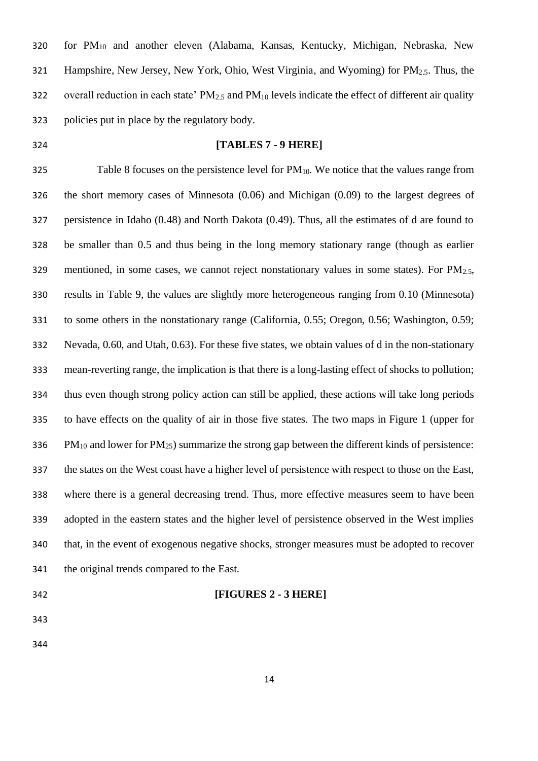for $PM_{10}$ and another eleven (Alabama, Kansas, Kentucky, Michigan, Nebraska, New Hampshire, New Jersey, New York, Ohio, West Virginia, and Wyoming) for $PM_{2.5}$. Thus, the overall reduction in each state' $PM_{2.5}$ and $PM_{10}$ levels indicate the effect of different air quality policies put in place by the regulatory body.

**[TABLES 7 - 9 HERE]**

Table 8 focuses on the persistence level for $PM_{10}$. We notice that the values range from the short memory cases of Minnesota (0.06) and Michigan (0.09) to the largest degrees of persistence in Idaho (0.48) and North Dakota (0.49). Thus, all the estimates of d are found to be smaller than 0.5 and thus being in the long memory stationary range (though as earlier mentioned, in some cases, we cannot reject nonstationary values in some states). For $PM_{2.5}$, results in Table 9, the values are slightly more heterogeneous ranging from 0.10 (Minnesota) to some others in the nonstationary range (California, 0.55; Oregon, 0.56; Washington, 0.59; Nevada, 0.60, and Utah, 0.63). For these five states, we obtain values of d in the non-stationary mean-reverting range, the implication is that there is a long-lasting effect of shocks to pollution; thus even though strong policy action can still be applied, these actions will take long periods to have effects on the quality of air in those five states. The two maps in Figure 1 (upper for $PM_{10}$ and lower for $PM_{25}$) summarize the strong gap between the different kinds of persistence: the states on the West coast have a higher level of persistence with respect to those on the East, where there is a general decreasing trend. Thus, more effective measures seem to have been adopted in the eastern states and the higher level of persistence observed in the West implies that, in the event of exogenous negative shocks, stronger measures must be adopted to recover the original trends compared to the East.

**[FIGURES 2 - 3 HERE]**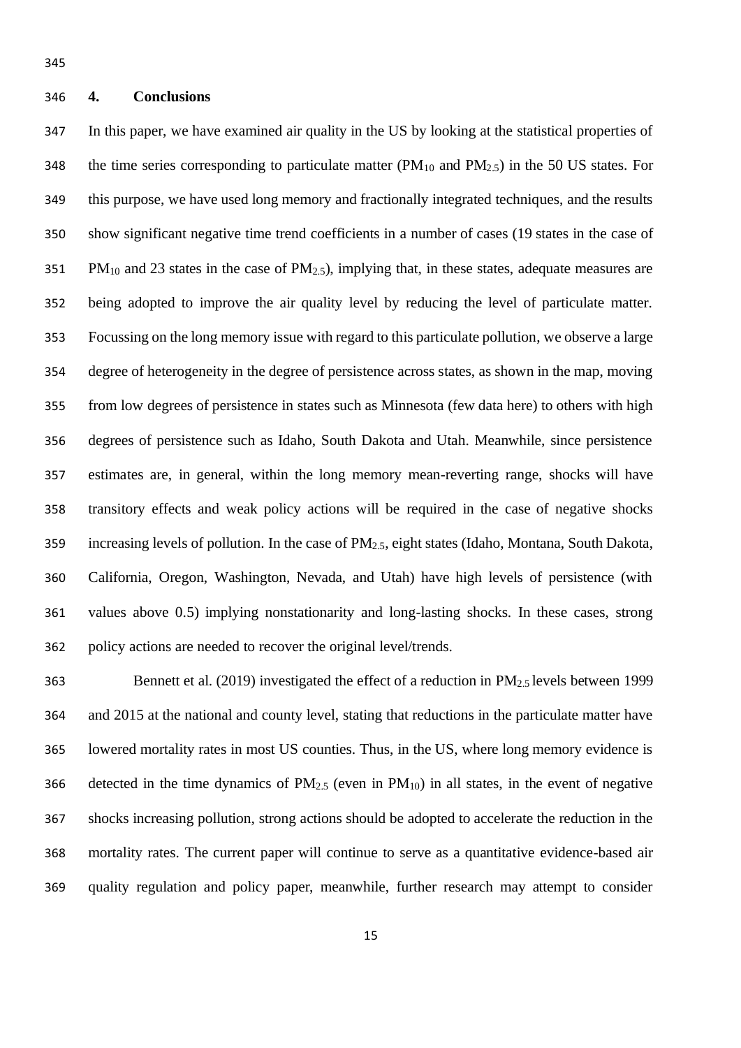## 4. Conclusions

In this paper, we have examined air quality in the US by looking at the statistical properties of the time series corresponding to particulate matter ($PM_{10}$ and $PM_{2.5}$) in the 50 US states. For this purpose, we have used long memory and fractionally integrated techniques, and the results show significant negative time trend coefficients in a number of cases (19 states in the case of $PM_{10}$ and 23 states in the case of $PM_{2.5}$), implying that, in these states, adequate measures are being adopted to improve the air quality level by reducing the level of particulate matter. Focussing on the long memory issue with regard to this particulate pollution, we observe a large degree of heterogeneity in the degree of persistence across states, as shown in the map, moving from low degrees of persistence in states such as Minnesota (few data here) to others with high degrees of persistence such as Idaho, South Dakota and Utah. Meanwhile, since persistence estimates are, in general, within the long memory mean-reverting range, shocks will have transitory effects and weak policy actions will be required in the case of negative shocks increasing levels of pollution. In the case of $PM_{2.5}$, eight states (Idaho, Montana, South Dakota, California, Oregon, Washington, Nevada, and Utah) have high levels of persistence (with values above 0.5) implying nonstationarity and long-lasting shocks. In these cases, strong policy actions are needed to recover the original level/trends.

Bennett et al. (2019) investigated the effect of a reduction in $PM_{2.5}$ levels between 1999 and 2015 at the national and county level, stating that reductions in the particulate matter have lowered mortality rates in most US counties. Thus, in the US, where long memory evidence is detected in the time dynamics of $PM_{2.5}$ (even in $PM_{10}$) in all states, in the event of negative shocks increasing pollution, strong actions should be adopted to accelerate the reduction in the mortality rates. The current paper will continue to serve as a quantitative evidence-based air quality regulation and policy paper, meanwhile, further research may attempt to consider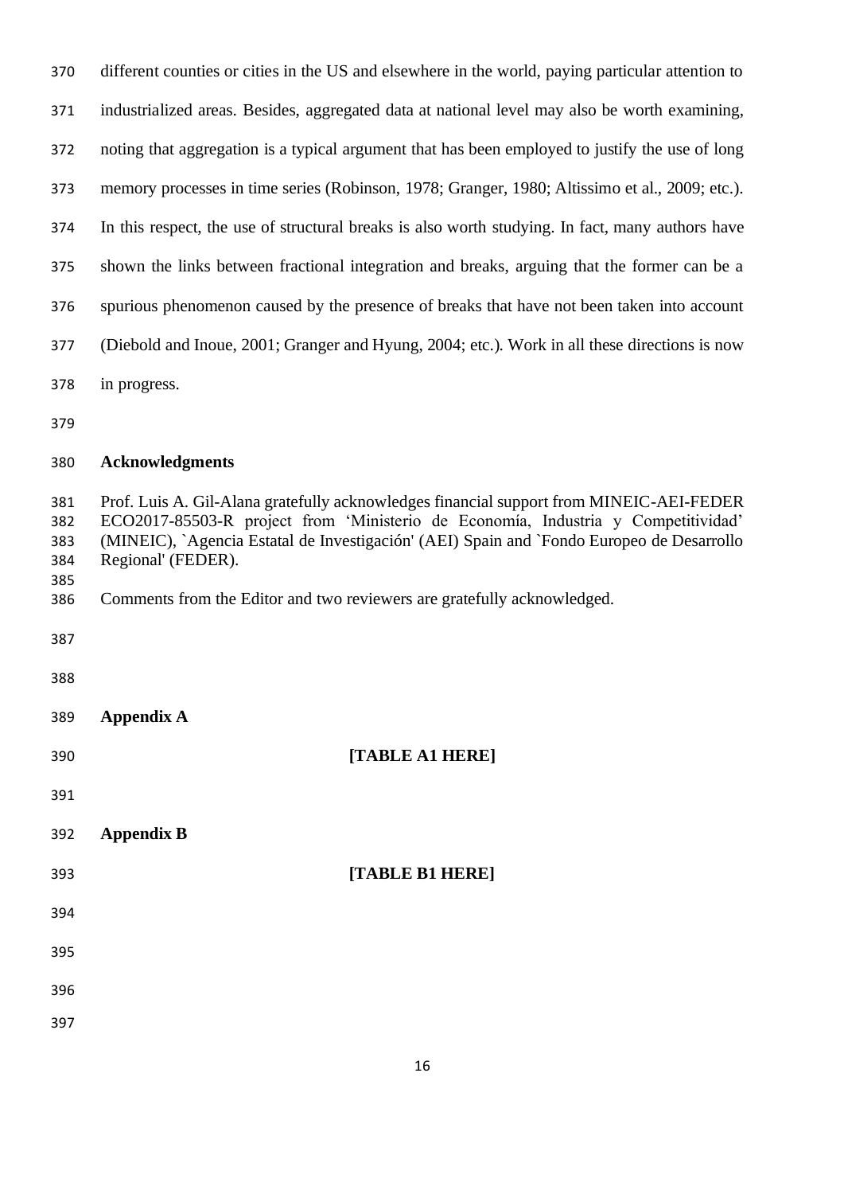different counties or cities in the US and elsewhere in the world, paying particular attention to industrialized areas. Besides, aggregated data at national level may also be worth examining, noting that aggregation is a typical argument that has been employed to justify the use of long memory processes in time series (Robinson, 1978; Granger, 1980; Altissimo et al., 2009; etc.). In this respect, the use of structural breaks is also worth studying. In fact, many authors have shown the links between fractional integration and breaks, arguing that the former can be a spurious phenomenon caused by the presence of breaks that have not been taken into account (Diebold and Inoue, 2001; Granger and Hyung, 2004; etc.). Work in all these directions is now in progress.

## Acknowledgments

Prof. Luis A. Gil-Alana gratefully acknowledges financial support from MINEIC-AEI-FEDER ECO2017-85503-R project from 'Ministerio de Economía, Industria y Competitividad' (MINEIC), `Agencia Estatal de Investigación' (AEI) Spain and `Fondo Europeo de Desarrollo Regional' (FEDER).

Comments from the Editor and two reviewers are gratefully acknowledged.

## Appendix A

**[TABLE A1 HERE]**

## Appendix B

**[TABLE B1 HERE]**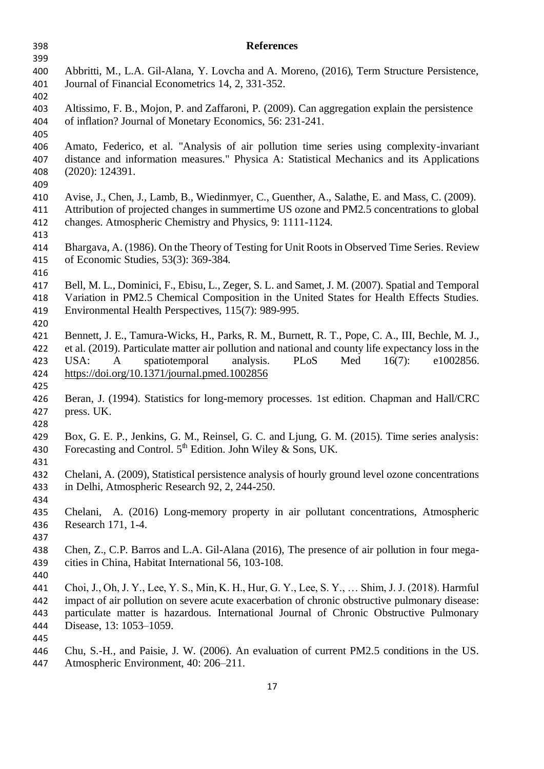## References

Abbritti, M., L.A. Gil-Alana, Y. Lovcha and A. Moreno, (2016), Term Structure Persistence, Journal of Financial Econometrics 14, 2, 331-352.

Altissimo, F. B., Mojon, P. and Zaffaroni, P. (2009). Can aggregation explain the persistence of inflation? Journal of Monetary Economics, 56: 231-241.

Amato, Federico, et al. "Analysis of air pollution time series using complexity-invariant distance and information measures." Physica A: Statistical Mechanics and its Applications (2020): 124391.

Avise, J., Chen, J., Lamb, B., Wiedinmyer, C., Guenther, A., Salathe, E. and Mass, C. (2009). Attribution of projected changes in summertime US ozone and PM2.5 concentrations to global changes. Atmospheric Chemistry and Physics, 9: 1111-1124.

Bhargava, A. (1986). On the Theory of Testing for Unit Roots in Observed Time Series. Review of Economic Studies, 53(3): 369-384.

Bell, M. L., Dominici, F., Ebisu, L., Zeger, S. L. and Samet, J. M. (2007). Spatial and Temporal Variation in PM2.5 Chemical Composition in the United States for Health Effects Studies. Environmental Health Perspectives, 115(7): 989-995.

Bennett, J. E., Tamura-Wicks, H., Parks, R. M., Burnett, R. T., Pope, C. A., III, Bechle, M. J., et al. (2019). Particulate matter air pollution and national and county life expectancy loss in the USA: A spatiotemporal analysis. PLoS Med 16(7): e1002856. https://doi.org/10.1371/journal.pmed.1002856

Beran, J. (1994). Statistics for long-memory processes. 1st edition. Chapman and Hall/CRC press. UK.

Box, G. E. P., Jenkins, G. M., Reinsel, G. C. and Ljung, G. M. (2015). Time series analysis: Forecasting and Control. 5th Edition. John Wiley & Sons, UK.

Chelani, A. (2009), Statistical persistence analysis of hourly ground level ozone concentrations in Delhi, Atmospheric Research 92, 2, 244-250.

Chelani, A. (2016) Long-memory property in air pollutant concentrations, Atmospheric Research 171, 1-4.

Chen, Z., C.P. Barros and L.A. Gil-Alana (2016), The presence of air pollution in four mega-cities in China, Habitat International 56, 103-108.

Choi, J., Oh, J. Y., Lee, Y. S., Min, K. H., Hur, G. Y., Lee, S. Y., … Shim, J. J. (2018). Harmful impact of air pollution on severe acute exacerbation of chronic obstructive pulmonary disease: particulate matter is hazardous. International Journal of Chronic Obstructive Pulmonary Disease, 13: 1053–1059.

Chu, S.-H., and Paisie, J. W. (2006). An evaluation of current PM2.5 conditions in the US. Atmospheric Environment, 40: 206–211.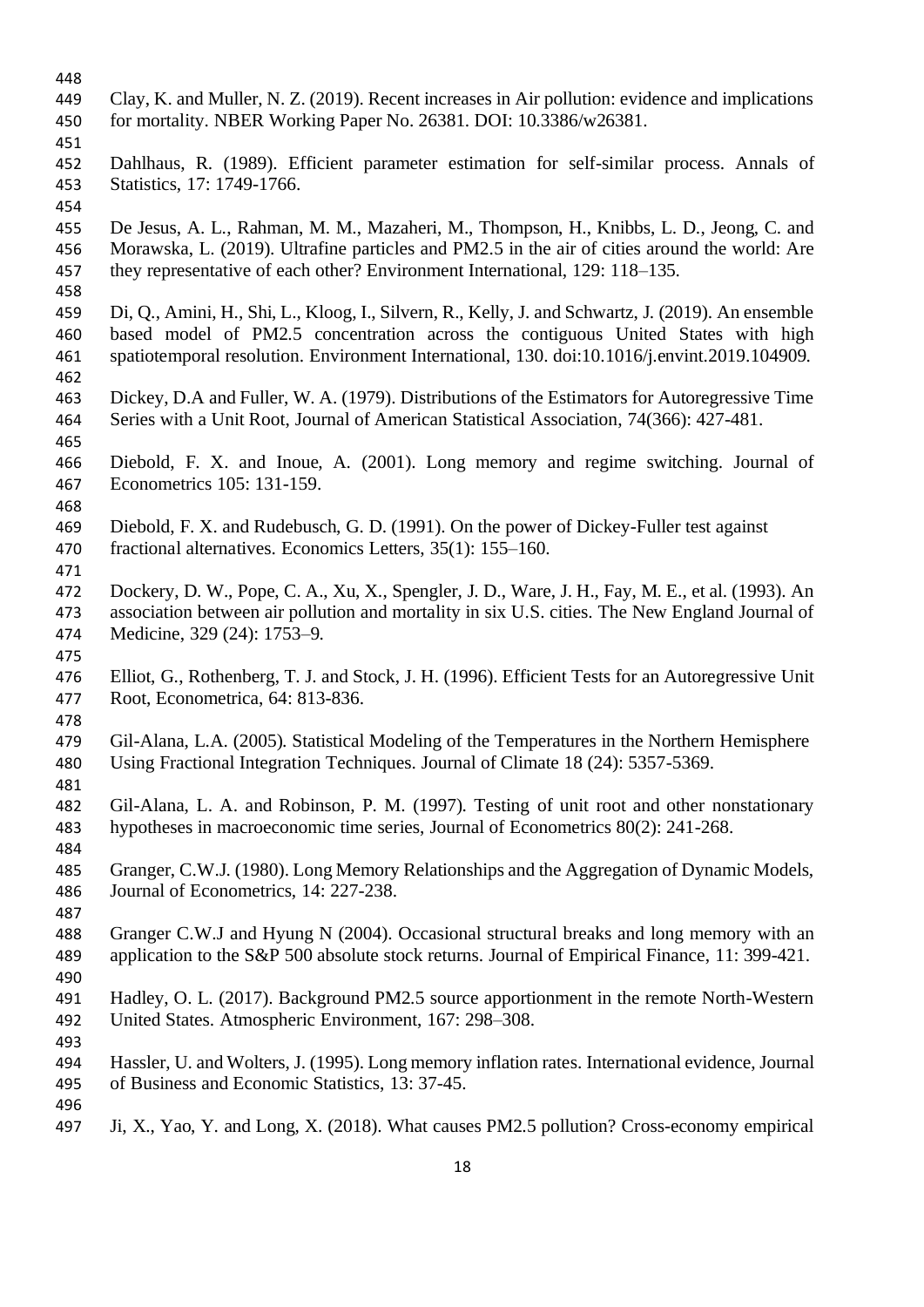Clay, K. and Muller, N. Z. (2019). Recent increases in Air pollution: evidence and implications for mortality. NBER Working Paper No. 26381. DOI: 10.3386/w26381.

Dahlhaus, R. (1989). Efficient parameter estimation for self-similar process. Annals of Statistics, 17: 1749-1766.

De Jesus, A. L., Rahman, M. M., Mazaheri, M., Thompson, H., Knibbs, L. D., Jeong, C. and Morawska, L. (2019). Ultrafine particles and PM2.5 in the air of cities around the world: Are they representative of each other? Environment International, 129: 118–135.

Di, Q., Amini, H., Shi, L., Kloog, I., Silvern, R., Kelly, J. and Schwartz, J. (2019). An ensemble based model of PM2.5 concentration across the contiguous United States with high spatiotemporal resolution. Environment International, 130. doi:10.1016/j.envint.2019.104909.

Dickey, D.A and Fuller, W. A. (1979). Distributions of the Estimators for Autoregressive Time Series with a Unit Root, Journal of American Statistical Association, 74(366): 427-481.

Diebold, F. X. and Inoue, A. (2001). Long memory and regime switching. Journal of Econometrics 105: 131-159.

Diebold, F. X. and Rudebusch, G. D. (1991). On the power of Dickey-Fuller test against fractional alternatives. Economics Letters, 35(1): 155–160.

Dockery, D. W., Pope, C. A., Xu, X., Spengler, J. D., Ware, J. H., Fay, M. E., et al. (1993). An association between air pollution and mortality in six U.S. cities. The New England Journal of Medicine, 329 (24): 1753–9.

Elliot, G., Rothenberg, T. J. and Stock, J. H. (1996). Efficient Tests for an Autoregressive Unit Root, Econometrica, 64: 813-836.

Gil-Alana, L.A. (2005). Statistical Modeling of the Temperatures in the Northern Hemisphere Using Fractional Integration Techniques. Journal of Climate 18 (24): 5357-5369.

Gil-Alana, L. A. and Robinson, P. M. (1997). Testing of unit root and other nonstationary hypotheses in macroeconomic time series, Journal of Econometrics 80(2): 241-268.

Granger, C.W.J. (1980). Long Memory Relationships and the Aggregation of Dynamic Models, Journal of Econometrics, 14: 227-238.

Granger C.W.J and Hyung N (2004). Occasional structural breaks and long memory with an application to the S&P 500 absolute stock returns. Journal of Empirical Finance, 11: 399-421.

Hadley, O. L. (2017). Background PM2.5 source apportionment in the remote North-Western United States. Atmospheric Environment, 167: 298–308.

Hassler, U. and Wolters, J. (1995). Long memory inflation rates. International evidence, Journal of Business and Economic Statistics, 13: 37-45.

Ji, X., Yao, Y. and Long, X. (2018). What causes PM2.5 pollution? Cross-economy empirical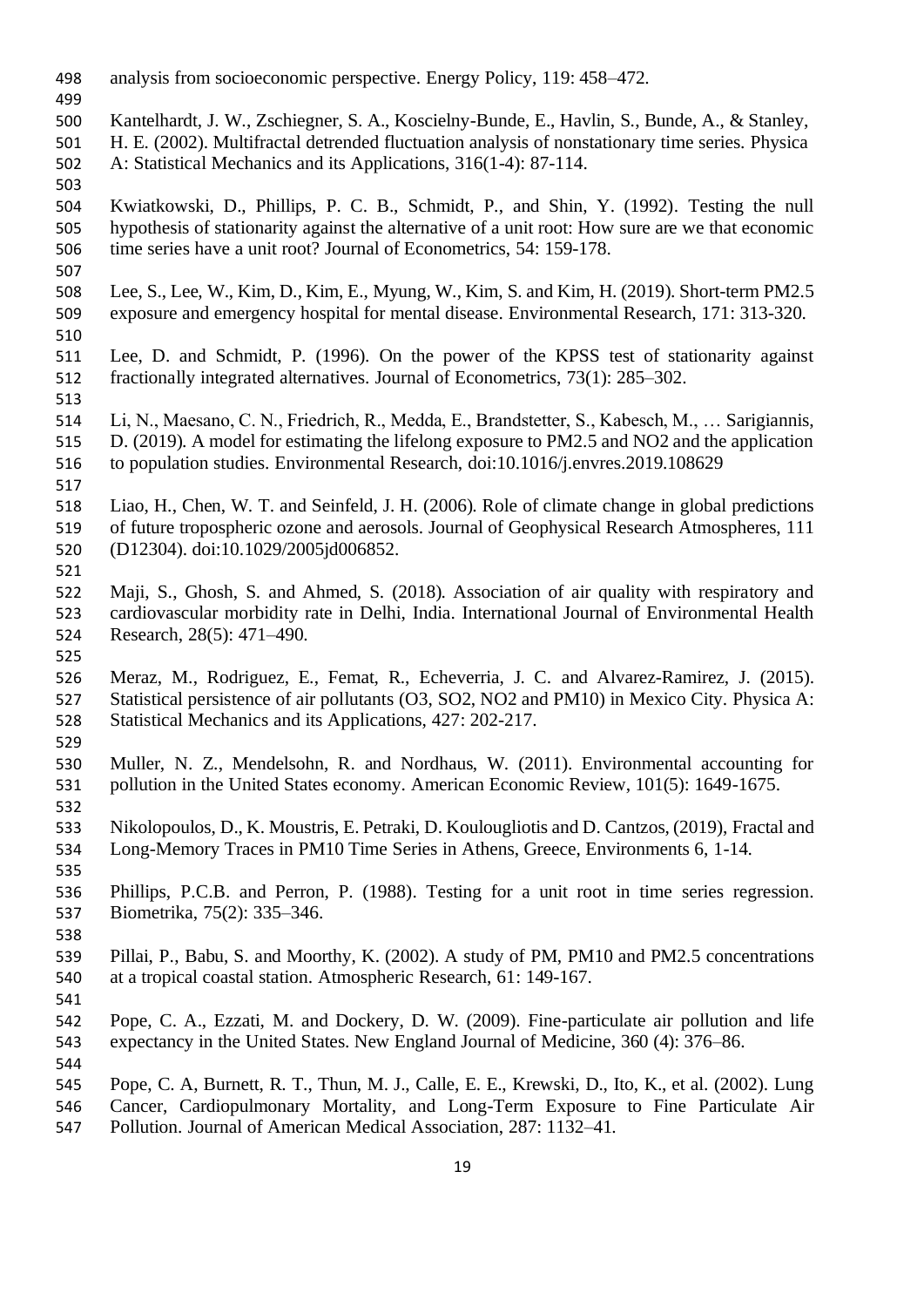analysis from socioeconomic perspective. Energy Policy, 119: 458–472.

Kantelhardt, J. W., Zschiegner, S. A., Koscielny-Bunde, E., Havlin, S., Bunde, A., & Stanley, H. E. (2002). Multifractal detrended fluctuation analysis of nonstationary time series. Physica A: Statistical Mechanics and its Applications, 316(1-4): 87-114.

Kwiatkowski, D., Phillips, P. C. B., Schmidt, P., and Shin, Y. (1992). Testing the null hypothesis of stationarity against the alternative of a unit root: How sure are we that economic time series have a unit root? Journal of Econometrics, 54: 159-178.

Lee, S., Lee, W., Kim, D., Kim, E., Myung, W., Kim, S. and Kim, H. (2019). Short-term PM2.5 exposure and emergency hospital for mental disease. Environmental Research, 171: 313-320.

Lee, D. and Schmidt, P. (1996). On the power of the KPSS test of stationarity against fractionally integrated alternatives. Journal of Econometrics, 73(1): 285–302.

Li, N., Maesano, C. N., Friedrich, R., Medda, E., Brandstetter, S., Kabesch, M., … Sarigiannis, D. (2019). A model for estimating the lifelong exposure to PM2.5 and NO2 and the application to population studies. Environmental Research, doi:10.1016/j.envres.2019.108629

Liao, H., Chen, W. T. and Seinfeld, J. H. (2006). Role of climate change in global predictions of future tropospheric ozone and aerosols. Journal of Geophysical Research Atmospheres, 111 (D12304). doi:10.1029/2005jd006852.

Maji, S., Ghosh, S. and Ahmed, S. (2018). Association of air quality with respiratory and cardiovascular morbidity rate in Delhi, India. International Journal of Environmental Health Research, 28(5): 471–490.

Meraz, M., Rodriguez, E., Femat, R., Echeverria, J. C. and Alvarez-Ramirez, J. (2015). Statistical persistence of air pollutants (O3, SO2, NO2 and PM10) in Mexico City. Physica A: Statistical Mechanics and its Applications, 427: 202-217.

Muller, N. Z., Mendelsohn, R. and Nordhaus, W. (2011). Environmental accounting for pollution in the United States economy. American Economic Review, 101(5): 1649-1675.

Nikolopoulos, D., K. Moustris, E. Petraki, D. Koulougliotis and D. Cantzos, (2019), Fractal and Long-Memory Traces in PM10 Time Series in Athens, Greece, Environments 6, 1-14.

Phillips, P.C.B. and Perron, P. (1988). Testing for a unit root in time series regression. Biometrika, 75(2): 335–346.

Pillai, P., Babu, S. and Moorthy, K. (2002). A study of PM, PM10 and PM2.5 concentrations at a tropical coastal station. Atmospheric Research, 61: 149-167.

Pope, C. A., Ezzati, M. and Dockery, D. W. (2009). Fine-particulate air pollution and life expectancy in the United States. New England Journal of Medicine, 360 (4): 376–86.

Pope, C. A, Burnett, R. T., Thun, M. J., Calle, E. E., Krewski, D., Ito, K., et al. (2002). Lung Cancer, Cardiopulmonary Mortality, and Long-Term Exposure to Fine Particulate Air Pollution. Journal of American Medical Association, 287: 1132–41.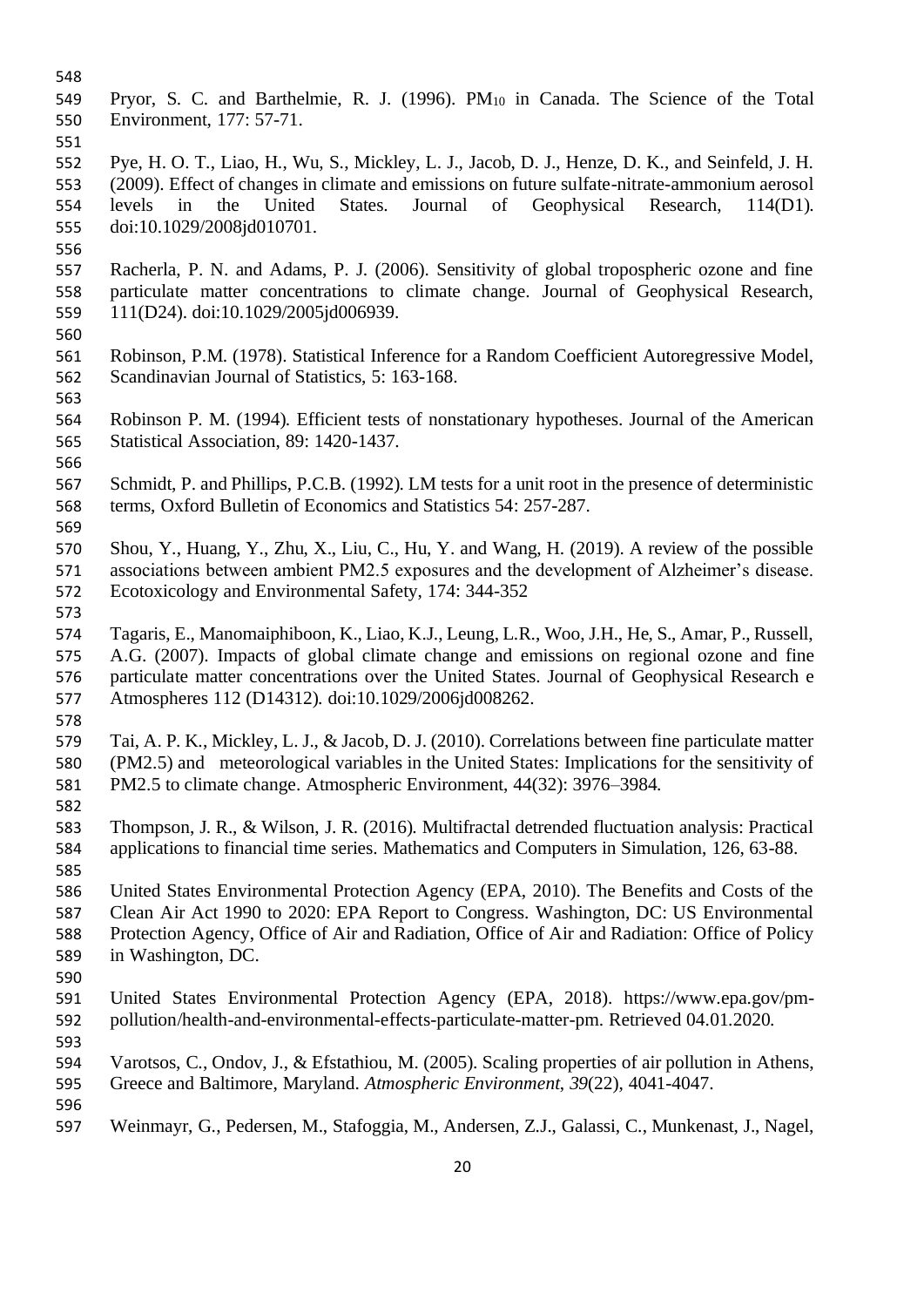Pryor, S. C. and Barthelmie, R. J. (1996). $PM_{10}$ in Canada. The Science of the Total Environment, 177: 57-71.

Pye, H. O. T., Liao, H., Wu, S., Mickley, L. J., Jacob, D. J., Henze, D. K., and Seinfeld, J. H. (2009). Effect of changes in climate and emissions on future sulfate-nitrate-ammonium aerosol levels in the United States. Journal of Geophysical Research, 114(D1). doi:10.1029/2008jd010701.

Racherla, P. N. and Adams, P. J. (2006). Sensitivity of global tropospheric ozone and fine particulate matter concentrations to climate change. Journal of Geophysical Research, 111(D24). doi:10.1029/2005jd006939.

Robinson, P.M. (1978). Statistical Inference for a Random Coefficient Autoregressive Model, Scandinavian Journal of Statistics, 5: 163-168.

Robinson P. M. (1994). Efficient tests of nonstationary hypotheses. Journal of the American Statistical Association, 89: 1420-1437.

Schmidt, P. and Phillips, P.C.B. (1992). LM tests for a unit root in the presence of deterministic terms, Oxford Bulletin of Economics and Statistics 54: 257-287.

Shou, Y., Huang, Y., Zhu, X., Liu, C., Hu, Y. and Wang, H. (2019). A review of the possible associations between ambient PM2.5 exposures and the development of Alzheimer's disease. Ecotoxicology and Environmental Safety, 174: 344-352

Tagaris, E., Manomaiphiboon, K., Liao, K.J., Leung, L.R., Woo, J.H., He, S., Amar, P., Russell, A.G. (2007). Impacts of global climate change and emissions on regional ozone and fine particulate matter concentrations over the United States. Journal of Geophysical Research e Atmospheres 112 (D14312). doi:10.1029/2006jd008262.

Tai, A. P. K., Mickley, L. J., & Jacob, D. J. (2010). Correlations between fine particulate matter (PM2.5) and meteorological variables in the United States: Implications for the sensitivity of PM2.5 to climate change. Atmospheric Environment, 44(32): 3976–3984.

Thompson, J. R., & Wilson, J. R. (2016). Multifractal detrended fluctuation analysis: Practical applications to financial time series. Mathematics and Computers in Simulation, 126, 63-88.

United States Environmental Protection Agency (EPA, 2010). The Benefits and Costs of the Clean Air Act 1990 to 2020: EPA Report to Congress. Washington, DC: US Environmental Protection Agency, Office of Air and Radiation, Office of Air and Radiation: Office of Policy in Washington, DC.

United States Environmental Protection Agency (EPA, 2018). https://www.epa.gov/pm-pollution/health-and-environmental-effects-particulate-matter-pm. Retrieved 04.01.2020.

Varotsos, C., Ondov, J., & Efstathiou, M. (2005). Scaling properties of air pollution in Athens, Greece and Baltimore, Maryland. *Atmospheric Environment*, *39*(22), 4041-4047.

Weinmayr, G., Pedersen, M., Stafoggia, M., Andersen, Z.J., Galassi, C., Munkenast, J., Nagel,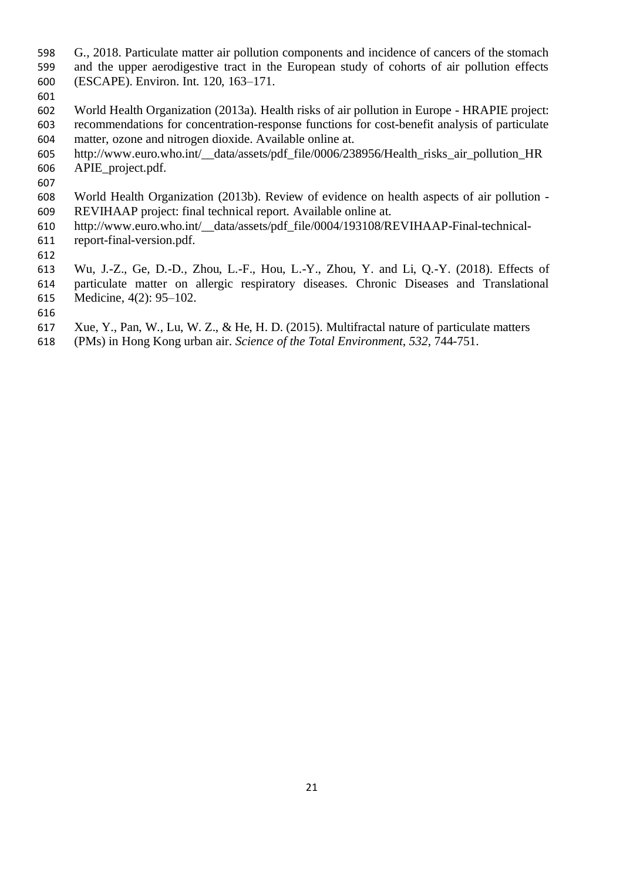G., 2018. Particulate matter air pollution components and incidence of cancers of the stomach and the upper aerodigestive tract in the European study of cohorts of air pollution effects (ESCAPE). Environ. Int. 120, 163–171.

World Health Organization (2013a). Health risks of air pollution in Europe - HRAPIE project: recommendations for concentration-response functions for cost-benefit analysis of particulate matter, ozone and nitrogen dioxide. Available online at. http://www.euro.who.int/__data/assets/pdf_file/0006/238956/Health_risks_air_pollution_HRAPIE_project.pdf.

World Health Organization (2013b). Review of evidence on health aspects of air pollution - REVIHAAP project: final technical report. Available online at. http://www.euro.who.int/__data/assets/pdf_file/0004/193108/REVIHAAP-Final-technical-report-final-version.pdf.

Wu, J.-Z., Ge, D.-D., Zhou, L.-F., Hou, L.-Y., Zhou, Y. and Li, Q.-Y. (2018). Effects of particulate matter on allergic respiratory diseases. Chronic Diseases and Translational Medicine, 4(2): 95–102.

Xue, Y., Pan, W., Lu, W. Z., & He, H. D. (2015). Multifractal nature of particulate matters (PMs) in Hong Kong urban air. *Science of the Total Environment*, *532*, 744-751.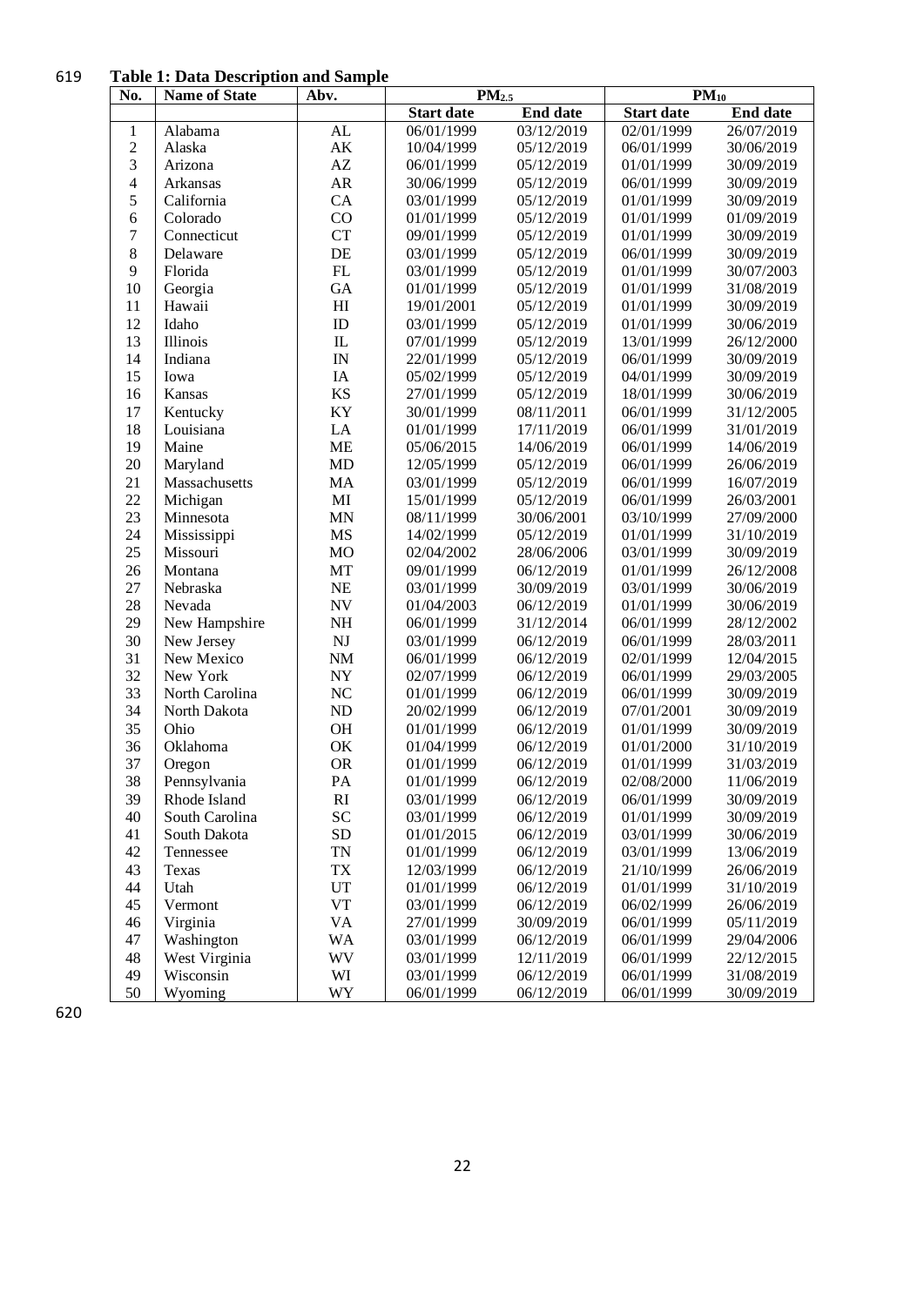**Table 1: Data Description and Sample**

| No. | Name of State | Abv. | $PM_{2.5}$ | | $PM_{10}$ | |
|---|---|---|---|---|---|---|
| | | | Start date | End date | Start date | End date |
| 1 | Alabama | AL | 06/01/1999 | 03/12/2019 | 02/01/1999 | 26/07/2019 |
| 2 | Alaska | AK | 10/04/1999 | 05/12/2019 | 06/01/1999 | 30/06/2019 |
| 3 | Arizona | AZ | 06/01/1999 | 05/12/2019 | 01/01/1999 | 30/09/2019 |
| 4 | Arkansas | AR | 30/06/1999 | 05/12/2019 | 06/01/1999 | 30/09/2019 |
| 5 | California | CA | 03/01/1999 | 05/12/2019 | 01/01/1999 | 30/09/2019 |
| 6 | Colorado | CO | 01/01/1999 | 05/12/2019 | 01/01/1999 | 01/09/2019 |
| 7 | Connecticut | CT | 09/01/1999 | 05/12/2019 | 01/01/1999 | 30/09/2019 |
| 8 | Delaware | DE | 03/01/1999 | 05/12/2019 | 06/01/1999 | 30/09/2019 |
| 9 | Florida | FL | 03/01/1999 | 05/12/2019 | 01/01/1999 | 30/07/2003 |
| 10 | Georgia | GA | 01/01/1999 | 05/12/2019 | 01/01/1999 | 31/08/2019 |
| 11 | Hawaii | HI | 19/01/2001 | 05/12/2019 | 01/01/1999 | 30/09/2019 |
| 12 | Idaho | ID | 03/01/1999 | 05/12/2019 | 01/01/1999 | 30/06/2019 |
| 13 | Illinois | IL | 07/01/1999 | 05/12/2019 | 13/01/1999 | 26/12/2000 |
| 14 | Indiana | IN | 22/01/1999 | 05/12/2019 | 06/01/1999 | 30/09/2019 |
| 15 | Iowa | IA | 05/02/1999 | 05/12/2019 | 04/01/1999 | 30/09/2019 |
| 16 | Kansas | KS | 27/01/1999 | 05/12/2019 | 18/01/1999 | 30/06/2019 |
| 17 | Kentucky | KY | 30/01/1999 | 08/11/2011 | 06/01/1999 | 31/12/2005 |
| 18 | Louisiana | LA | 01/01/1999 | 17/11/2019 | 06/01/1999 | 31/01/2019 |
| 19 | Maine | ME | 05/06/2015 | 14/06/2019 | 06/01/1999 | 14/06/2019 |
| 20 | Maryland | MD | 12/05/1999 | 05/12/2019 | 06/01/1999 | 26/06/2019 |
| 21 | Massachusetts | MA | 03/01/1999 | 05/12/2019 | 06/01/1999 | 16/07/2019 |
| 22 | Michigan | MI | 15/01/1999 | 05/12/2019 | 06/01/1999 | 26/03/2001 |
| 23 | Minnesota | MN | 08/11/1999 | 30/06/2001 | 03/10/1999 | 27/09/2000 |
| 24 | Mississippi | MS | 14/02/1999 | 05/12/2019 | 01/01/1999 | 31/10/2019 |
| 25 | Missouri | MO | 02/04/2002 | 28/06/2006 | 03/01/1999 | 30/09/2019 |
| 26 | Montana | MT | 09/01/1999 | 06/12/2019 | 01/01/1999 | 26/12/2008 |
| 27 | Nebraska | NE | 03/01/1999 | 30/09/2019 | 03/01/1999 | 30/06/2019 |
| 28 | Nevada | NV | 01/04/2003 | 06/12/2019 | 01/01/1999 | 30/06/2019 |
| 29 | New Hampshire | NH | 06/01/1999 | 31/12/2014 | 06/01/1999 | 28/12/2002 |
| 30 | New Jersey | NJ | 03/01/1999 | 06/12/2019 | 06/01/1999 | 28/03/2011 |
| 31 | New Mexico | NM | 06/01/1999 | 06/12/2019 | 02/01/1999 | 12/04/2015 |
| 32 | New York | NY | 02/07/1999 | 06/12/2019 | 06/01/1999 | 29/03/2005 |
| 33 | North Carolina | NC | 01/01/1999 | 06/12/2019 | 06/01/1999 | 30/09/2019 |
| 34 | North Dakota | ND | 20/02/1999 | 06/12/2019 | 07/01/2001 | 30/09/2019 |
| 35 | Ohio | OH | 01/01/1999 | 06/12/2019 | 01/01/1999 | 30/09/2019 |
| 36 | Oklahoma | OK | 01/04/1999 | 06/12/2019 | 01/01/2000 | 31/10/2019 |
| 37 | Oregon | OR | 01/01/1999 | 06/12/2019 | 01/01/1999 | 31/03/2019 |
| 38 | Pennsylvania | PA | 01/01/1999 | 06/12/2019 | 02/08/2000 | 11/06/2019 |
| 39 | Rhode Island | RI | 03/01/1999 | 06/12/2019 | 06/01/1999 | 30/09/2019 |
| 40 | South Carolina | SC | 03/01/1999 | 06/12/2019 | 01/01/1999 | 30/09/2019 |
| 41 | South Dakota | SD | 01/01/2015 | 06/12/2019 | 03/01/1999 | 30/06/2019 |
| 42 | Tennessee | TN | 01/01/1999 | 06/12/2019 | 03/01/1999 | 13/06/2019 |
| 43 | Texas | TX | 12/03/1999 | 06/12/2019 | 21/10/1999 | 26/06/2019 |
| 44 | Utah | UT | 01/01/1999 | 06/12/2019 | 01/01/1999 | 31/10/2019 |
| 45 | Vermont | VT | 03/01/1999 | 06/12/2019 | 06/02/1999 | 26/06/2019 |
| 46 | Virginia | VA | 27/01/1999 | 30/09/2019 | 06/01/1999 | 05/11/2019 |
| 47 | Washington | WA | 03/01/1999 | 06/12/2019 | 06/01/1999 | 29/04/2006 |
| 48 | West Virginia | WV | 03/01/1999 | 12/11/2019 | 06/01/1999 | 22/12/2015 |
| 49 | Wisconsin | WI | 03/01/1999 | 06/12/2019 | 06/01/1999 | 31/08/2019 |
| 50 | Wyoming | WY | 06/01/1999 | 06/12/2019 | 06/01/1999 | 30/09/2019 |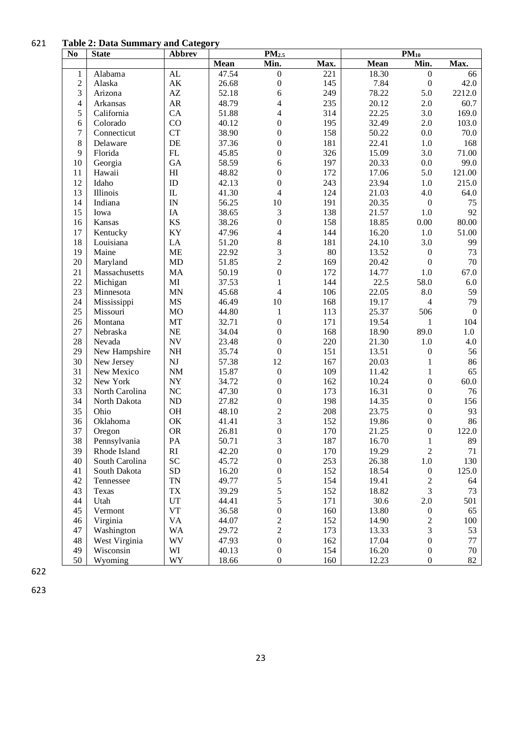**Table 2: Data Summary and Category**

| No | State | Abbrev | $PM_{2.5}$ | | | $PM_{10}$ | | |
|---|---|---|---|---|---|---|---|---|
| | | | Mean | Min. | Max. | Mean | Min. | Max. |
| 1 | Alabama | AL | 47.54 | 0 | 221 | 18.30 | 0 | 66 |
| 2 | Alaska | AK | 26.68 | 0 | 145 | 7.84 | 0 | 42.0 |
| 3 | Arizona | AZ | 52.18 | 6 | 249 | 78.22 | 5.0 | 2212.0 |
| 4 | Arkansas | AR | 48.79 | 4 | 235 | 20.12 | 2.0 | 60.7 |
| 5 | California | CA | 51.88 | 4 | 314 | 22.25 | 3.0 | 169.0 |
| 6 | Colorado | CO | 40.12 | 0 | 195 | 32.49 | 2.0 | 103.0 |
| 7 | Connecticut | CT | 38.90 | 0 | 158 | 50.22 | 0.0 | 70.0 |
| 8 | Delaware | DE | 37.36 | 0 | 181 | 22.41 | 1.0 | 168 |
| 9 | Florida | FL | 45.85 | 0 | 326 | 15.09 | 3.0 | 71.00 |
| 10 | Georgia | GA | 58.59 | 6 | 197 | 20.33 | 0.0 | 99.0 |
| 11 | Hawaii | HI | 48.82 | 0 | 172 | 17.06 | 5.0 | 121.00 |
| 12 | Idaho | ID | 42.13 | 0 | 243 | 23.94 | 1.0 | 215.0 |
| 13 | Illinois | IL | 41.30 | 4 | 124 | 21.03 | 4.0 | 64.0 |
| 14 | Indiana | IN | 56.25 | 10 | 191 | 20.35 | 0 | 75 |
| 15 | Iowa | IA | 38.65 | 3 | 138 | 21.57 | 1.0 | 92 |
| 16 | Kansas | KS | 38.26 | 0 | 158 | 18.85 | 0.00 | 80.00 |
| 17 | Kentucky | KY | 47.96 | 4 | 144 | 16.20 | 1.0 | 51.00 |
| 18 | Louisiana | LA | 51.20 | 8 | 181 | 24.10 | 3.0 | 99 |
| 19 | Maine | ME | 22.92 | 3 | 80 | 13.52 | 0 | 73 |
| 20 | Maryland | MD | 51.85 | 2 | 169 | 20.42 | 0 | 70 |
| 21 | Massachusetts | MA | 50.19 | 0 | 172 | 14.77 | 1.0 | 67.0 |
| 22 | Michigan | MI | 37.53 | 1 | 144 | 22.5 | 58.0 | 6.0 |
| 23 | Minnesota | MN | 45.68 | 4 | 106 | 22.05 | 8.0 | 59 |
| 24 | Mississippi | MS | 46.49 | 10 | 168 | 19.17 | 4 | 79 |
| 25 | Missouri | MO | 44.80 | 1 | 113 | 25.37 | 506 | 0 |
| 26 | Montana | MT | 32.71 | 0 | 171 | 19.54 | 1 | 104 |
| 27 | Nebraska | NE | 34.04 | 0 | 168 | 18.90 | 89.0 | 1.0 |
| 28 | Nevada | NV | 23.48 | 0 | 220 | 21.30 | 1.0 | 4.0 |
| 29 | New Hampshire | NH | 35.74 | 0 | 151 | 13.51 | 0 | 56 |
| 30 | New Jersey | NJ | 57.38 | 12 | 167 | 20.03 | 1 | 86 |
| 31 | New Mexico | NM | 15.87 | 0 | 109 | 11.42 | 1 | 65 |
| 32 | New York | NY | 34.72 | 0 | 162 | 10.24 | 0 | 60.0 |
| 33 | North Carolina | NC | 47.30 | 0 | 173 | 16.31 | 0 | 76 |
| 34 | North Dakota | ND | 27.82 | 0 | 198 | 14.35 | 0 | 156 |
| 35 | Ohio | OH | 48.10 | 2 | 208 | 23.75 | 0 | 93 |
| 36 | Oklahoma | OK | 41.41 | 3 | 152 | 19.86 | 0 | 86 |
| 37 | Oregon | OR | 26.81 | 0 | 170 | 21.25 | 0 | 122.0 |
| 38 | Pennsylvania | PA | 50.71 | 3 | 187 | 16.70 | 1 | 89 |
| 39 | Rhode Island | RI | 42.20 | 0 | 170 | 19.29 | 2 | 71 |
| 40 | South Carolina | SC | 45.72 | 0 | 253 | 26.38 | 1.0 | 130 |
| 41 | South Dakota | SD | 16.20 | 0 | 152 | 18.54 | 0 | 125.0 |
| 42 | Tennessee | TN | 49.77 | 5 | 154 | 19.41 | 2 | 64 |
| 43 | Texas | TX | 39.29 | 5 | 152 | 18.82 | 3 | 73 |
| 44 | Utah | UT | 44.41 | 5 | 171 | 30.6 | 2.0 | 501 |
| 45 | Vermont | VT | 36.58 | 0 | 160 | 13.80 | 0 | 65 |
| 46 | Virginia | VA | 44.07 | 2 | 152 | 14.90 | 2 | 100 |
| 47 | Washington | WA | 29.72 | 2 | 173 | 13.33 | 3 | 53 |
| 48 | West Virginia | WV | 47.93 | 0 | 162 | 17.04 | 0 | 77 |
| 49 | Wisconsin | WI | 40.13 | 0 | 154 | 16.20 | 0 | 70 |
| 50 | Wyoming | WY | 18.66 | 0 | 160 | 12.23 | 0 | 82 |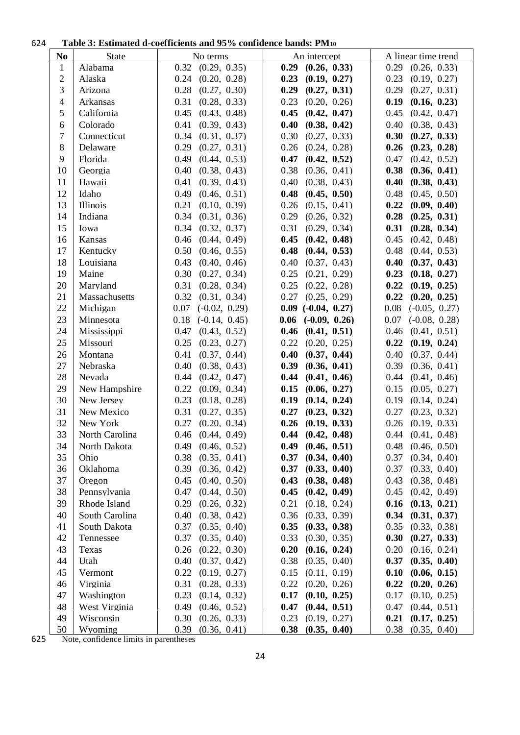**Table 3: Estimated d-coefficients and 95% confidence bands: $PM_{10}$**

| No | State | No terms | An intercept | A linear time trend |
|---|---|---|---|---|
| 1 | Alabama | 0.32 (0.29, 0.35) | **0.29 (0.26, 0.33)** | 0.29 (0.26, 0.33) |
| 2 | Alaska | 0.24 (0.20, 0.28) | **0.23 (0.19, 0.27)** | 0.23 (0.19, 0.27) |
| 3 | Arizona | 0.28 (0.27, 0.30) | **0.29 (0.27, 0.31)** | 0.29 (0.27, 0.31) |
| 4 | Arkansas | 0.31 (0.28, 0.33) | 0.23 (0.20, 0.26) | **0.19 (0.16, 0.23)** |
| 5 | California | 0.45 (0.43, 0.48) | **0.45 (0.42, 0.47)** | 0.45 (0.42, 0.47) |
| 6 | Colorado | 0.41 (0.39, 0.43) | **0.40 (0.38, 0.42)** | 0.40 (0.38, 0.43) |
| 7 | Connecticut | 0.34 (0.31, 0.37) | 0.30 (0.27, 0.33) | **0.30 (0.27, 0.33)** |
| 8 | Delaware | 0.29 (0.27, 0.31) | 0.26 (0.24, 0.28) | **0.26 (0.23, 0.28)** |
| 9 | Florida | 0.49 (0.44, 0.53) | **0.47 (0.42, 0.52)** | 0.47 (0.42, 0.52) |
| 10 | Georgia | 0.40 (0.38, 0.43) | 0.38 (0.36, 0.41) | **0.38 (0.36, 0.41)** |
| 11 | Hawaii | 0.41 (0.39, 0.43) | 0.40 (0.38, 0.43) | **0.40 (0.38, 0.43)** |
| 12 | Idaho | 0.49 (0.46, 0.51) | **0.48 (0.45, 0.50)** | 0.48 (0.45, 0.50) |
| 13 | Illinois | 0.21 (0.10, 0.39) | 0.26 (0.15, 0.41) | **0.22 (0.09, 0.40)** |
| 14 | Indiana | 0.34 (0.31, 0.36) | 0.29 (0.26, 0.32) | **0.28 (0.25, 0.31)** |
| 15 | Iowa | 0.34 (0.32, 0.37) | 0.31 (0.29, 0.34) | **0.31 (0.28, 0.34)** |
| 16 | Kansas | 0.46 (0.44, 0.49) | **0.45 (0.42, 0.48)** | 0.45 (0.42, 0.48) |
| 17 | Kentucky | 0.50 (0.46, 0.55) | **0.48 (0.44, 0.53)** | 0.48 (0.44, 0.53) |
| 18 | Louisiana | 0.43 (0.40, 0.46) | 0.40 (0.37, 0.43) | **0.40 (0.37, 0.43)** |
| 19 | Maine | 0.30 (0.27, 0.34) | 0.25 (0.21, 0.29) | **0.23 (0.18, 0.27)** |
| 20 | Maryland | 0.31 (0.28, 0.34) | 0.25 (0.22, 0.28) | **0.22 (0.19, 0.25)** |
| 21 | Massachusetts | 0.32 (0.31, 0.34) | 0.27 (0.25, 0.29) | **0.22 (0.20, 0.25)** |
| 22 | Michigan | 0.07 (-0.02, 0.29) | **0.09 (-0.04, 0.27)** | 0.08 (-0.05, 0.27) |
| 23 | Minnesota | 0.18 (-0.14, 0.45) | **0.06 (-0.09, 0.26)** | 0.07 (-0.08, 0.28) |
| 24 | Mississippi | 0.47 (0.43, 0.52) | **0.46 (0.41, 0.51)** | 0.46 (0.41, 0.51) |
| 25 | Missouri | 0.25 (0.23, 0.27) | 0.22 (0.20, 0.25) | **0.22 (0.19, 0.24)** |
| 26 | Montana | 0.41 (0.37, 0.44) | **0.40 (0.37, 0.44)** | 0.40 (0.37, 0.44) |
| 27 | Nebraska | 0.40 (0.38, 0.43) | **0.39 (0.36, 0.41)** | 0.39 (0.36, 0.41) |
| 28 | Nevada | 0.44 (0.42, 0.47) | **0.44 (0.41, 0.46)** | 0.44 (0.41, 0.46) |
| 29 | New Hampshire | 0.22 (0.09, 0.34) | **0.15 (0.06, 0.27)** | 0.15 (0.05, 0.27) |
| 30 | New Jersey | 0.23 (0.18, 0.28) | **0.19 (0.14, 0.24)** | 0.19 (0.14, 0.24) |
| 31 | New Mexico | 0.31 (0.27, 0.35) | **0.27 (0.23, 0.32)** | 0.27 (0.23, 0.32) |
| 32 | New York | 0.27 (0.20, 0.34) | **0.26 (0.19, 0.33)** | 0.26 (0.19, 0.33) |
| 33 | North Carolina | 0.46 (0.44, 0.49) | **0.44 (0.42, 0.48)** | 0.44 (0.41, 0.48) |
| 34 | North Dakota | 0.49 (0.46, 0.52) | **0.49 (0.46, 0.51)** | 0.48 (0.46, 0.50) |
| 35 | Ohio | 0.38 (0.35, 0.41) | **0.37 (0.34, 0.40)** | 0.37 (0.34, 0.40) |
| 36 | Oklahoma | 0.39 (0.36, 0.42) | **0.37 (0.33, 0.40)** | 0.37 (0.33, 0.40) |
| 37 | Oregon | 0.45 (0.40, 0.50) | **0.43 (0.38, 0.48)** | 0.43 (0.38, 0.48) |
| 38 | Pennsylvania | 0.47 (0.44, 0.50) | **0.45 (0.42, 0.49)** | 0.45 (0.42, 0.49) |
| 39 | Rhode Island | 0.29 (0.26, 0.32) | 0.21 (0.18, 0.24) | **0.16 (0.13, 0.21)** |
| 40 | South Carolina | 0.40 (0.38, 0.42) | 0.36 (0.33, 0.39) | **0.34 (0.31, 0.37)** |
| 41 | South Dakota | 0.37 (0.35, 0.40) | **0.35 (0.33, 0.38)** | 0.35 (0.33, 0.38) |
| 42 | Tennessee | 0.37 (0.35, 0.40) | 0.33 (0.30, 0.35) | **0.30 (0.27, 0.33)** |
| 43 | Texas | 0.26 (0.22, 0.30) | **0.20 (0.16, 0.24)** | 0.20 (0.16, 0.24) |
| 44 | Utah | 0.40 (0.37, 0.42) | 0.38 (0.35, 0.40) | **0.37 (0.35, 0.40)** |
| 45 | Vermont | 0.22 (0.19, 0.27) | 0.15 (0.11, 0.19) | **0.10 (0.06, 0.15)** |
| 46 | Virginia | 0.31 (0.28, 0.33) | 0.22 (0.20, 0.26) | **0.22 (0.20, 0.26)** |
| 47 | Washington | 0.23 (0.14, 0.32) | **0.17 (0.10, 0.25)** | 0.17 (0.10, 0.25) |
| 48 | West Virginia | 0.49 (0.46, 0.52) | **0.47 (0.44, 0.51)** | 0.47 (0.44, 0.51) |
| 49 | Wisconsin | 0.30 (0.26, 0.33) | 0.23 (0.19, 0.27) | **0.21 (0.17, 0.25)** |
| 50 | Wyoming | 0.39 (0.36, 0.41) | **0.38 (0.35, 0.40)** | 0.38 (0.35, 0.40) |

Note, confidence limits in parentheses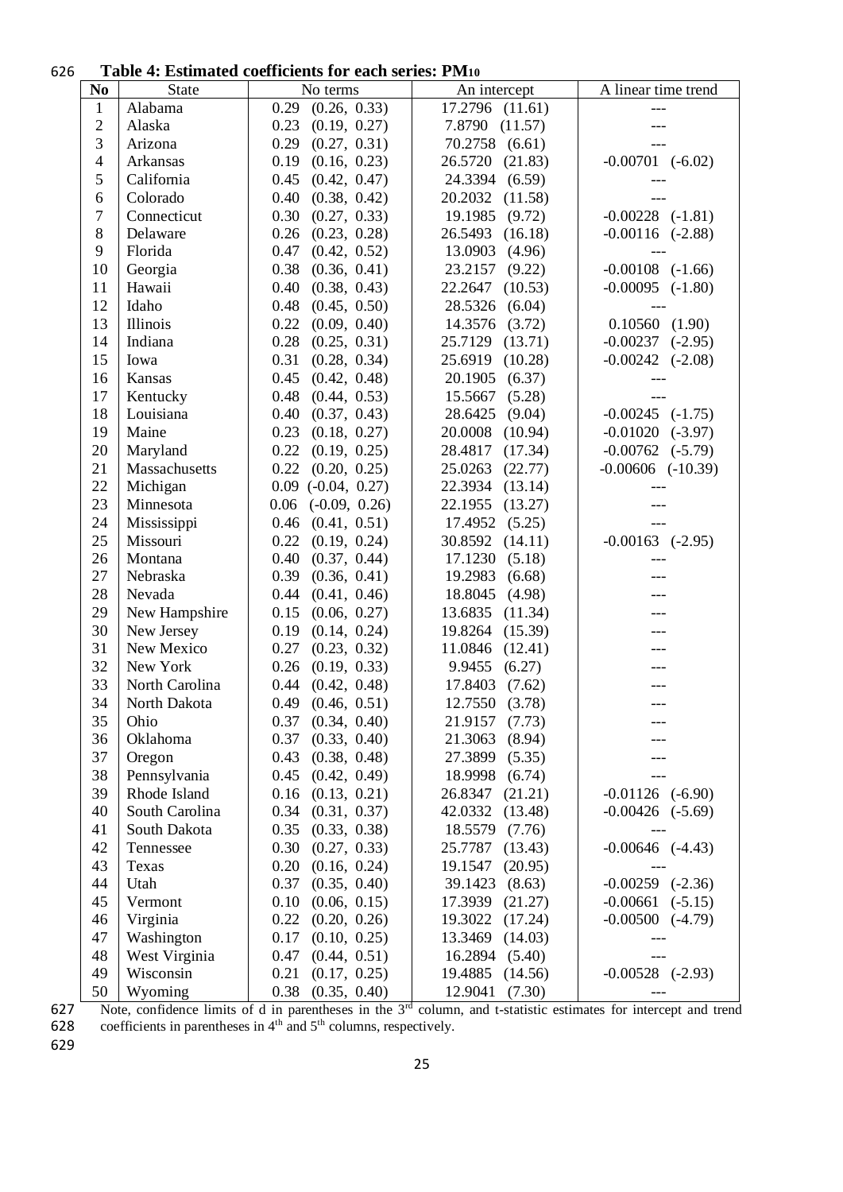**Table 4: Estimated coefficients for each series: $PM_{10}$**

| No | State | No terms | An intercept | A linear time trend |
|---|---|---|---|---|
| 1 | Alabama | 0.29 (0.26, 0.33) | 17.2796 (11.61) | --- |
| 2 | Alaska | 0.23 (0.19, 0.27) | 7.8790 (11.57) | --- |
| 3 | Arizona | 0.29 (0.27, 0.31) | 70.2758 (6.61) | --- |
| 4 | Arkansas | 0.19 (0.16, 0.23) | 26.5720 (21.83) | -0.00701 (-6.02) |
| 5 | California | 0.45 (0.42, 0.47) | 24.3394 (6.59) | --- |
| 6 | Colorado | 0.40 (0.38, 0.42) | 20.2032 (11.58) | --- |
| 7 | Connecticut | 0.30 (0.27, 0.33) | 19.1985 (9.72) | -0.00228 (-1.81) |
| 8 | Delaware | 0.26 (0.23, 0.28) | 26.5493 (16.18) | -0.00116 (-2.88) |
| 9 | Florida | 0.47 (0.42, 0.52) | 13.0903 (4.96) | --- |
| 10 | Georgia | 0.38 (0.36, 0.41) | 23.2157 (9.22) | -0.00108 (-1.66) |
| 11 | Hawaii | 0.40 (0.38, 0.43) | 22.2647 (10.53) | -0.00095 (-1.80) |
| 12 | Idaho | 0.48 (0.45, 0.50) | 28.5326 (6.04) | --- |
| 13 | Illinois | 0.22 (0.09, 0.40) | 14.3576 (3.72) | 0.10560 (1.90) |
| 14 | Indiana | 0.28 (0.25, 0.31) | 25.7129 (13.71) | -0.00237 (-2.95) |
| 15 | Iowa | 0.31 (0.28, 0.34) | 25.6919 (10.28) | -0.00242 (-2.08) |
| 16 | Kansas | 0.45 (0.42, 0.48) | 20.1905 (6.37) | --- |
| 17 | Kentucky | 0.48 (0.44, 0.53) | 15.5667 (5.28) | --- |
| 18 | Louisiana | 0.40 (0.37, 0.43) | 28.6425 (9.04) | -0.00245 (-1.75) |
| 19 | Maine | 0.23 (0.18, 0.27) | 20.0008 (10.94) | -0.01020 (-3.97) |
| 20 | Maryland | 0.22 (0.19, 0.25) | 28.4817 (17.34) | -0.00762 (-5.79) |
| 21 | Massachusetts | 0.22 (0.20, 0.25) | 25.0263 (22.77) | -0.00606 (-10.39) |
| 22 | Michigan | 0.09 (-0.04, 0.27) | 22.3934 (13.14) | --- |
| 23 | Minnesota | 0.06 (-0.09, 0.26) | 22.1955 (13.27) | --- |
| 24 | Mississippi | 0.46 (0.41, 0.51) | 17.4952 (5.25) | --- |
| 25 | Missouri | 0.22 (0.19, 0.24) | 30.8592 (14.11) | -0.00163 (-2.95) |
| 26 | Montana | 0.40 (0.37, 0.44) | 17.1230 (5.18) | --- |
| 27 | Nebraska | 0.39 (0.36, 0.41) | 19.2983 (6.68) | --- |
| 28 | Nevada | 0.44 (0.41, 0.46) | 18.8045 (4.98) | --- |
| 29 | New Hampshire | 0.15 (0.06, 0.27) | 13.6835 (11.34) | --- |
| 30 | New Jersey | 0.19 (0.14, 0.24) | 19.8264 (15.39) | --- |
| 31 | New Mexico | 0.27 (0.23, 0.32) | 11.0846 (12.41) | --- |
| 32 | New York | 0.26 (0.19, 0.33) | 9.9455 (6.27) | --- |
| 33 | North Carolina | 0.44 (0.42, 0.48) | 17.8403 (7.62) | --- |
| 34 | North Dakota | 0.49 (0.46, 0.51) | 12.7550 (3.78) | --- |
| 35 | Ohio | 0.37 (0.34, 0.40) | 21.9157 (7.73) | --- |
| 36 | Oklahoma | 0.37 (0.33, 0.40) | 21.3063 (8.94) | --- |
| 37 | Oregon | 0.43 (0.38, 0.48) | 27.3899 (5.35) | --- |
| 38 | Pennsylvania | 0.45 (0.42, 0.49) | 18.9998 (6.74) | --- |
| 39 | Rhode Island | 0.16 (0.13, 0.21) | 26.8347 (21.21) | -0.01126 (-6.90) |
| 40 | South Carolina | 0.34 (0.31, 0.37) | 42.0332 (13.48) | -0.00426 (-5.69) |
| 41 | South Dakota | 0.35 (0.33, 0.38) | 18.5579 (7.76) | --- |
| 42 | Tennessee | 0.30 (0.27, 0.33) | 25.7787 (13.43) | -0.00646 (-4.43) |
| 43 | Texas | 0.20 (0.16, 0.24) | 19.1547 (20.95) | --- |
| 44 | Utah | 0.37 (0.35, 0.40) | 39.1423 (8.63) | -0.00259 (-2.36) |
| 45 | Vermont | 0.10 (0.06, 0.15) | 17.3939 (21.27) | -0.00661 (-5.15) |
| 46 | Virginia | 0.22 (0.20, 0.26) | 19.3022 (17.24) | -0.00500 (-4.79) |
| 47 | Washington | 0.17 (0.10, 0.25) | 13.3469 (14.03) | --- |
| 48 | West Virginia | 0.47 (0.44, 0.51) | 16.2894 (5.40) | --- |
| 49 | Wisconsin | 0.21 (0.17, 0.25) | 19.4885 (14.56) | -0.00528 (-2.93) |
| 50 | Wyoming | 0.38 (0.35, 0.40) | 12.9041 (7.30) | --- |

Note, confidence limits of d in parentheses in the 3rd column, and t-statistic estimates for intercept and trend coefficients in parentheses in 4th and 5th columns, respectively.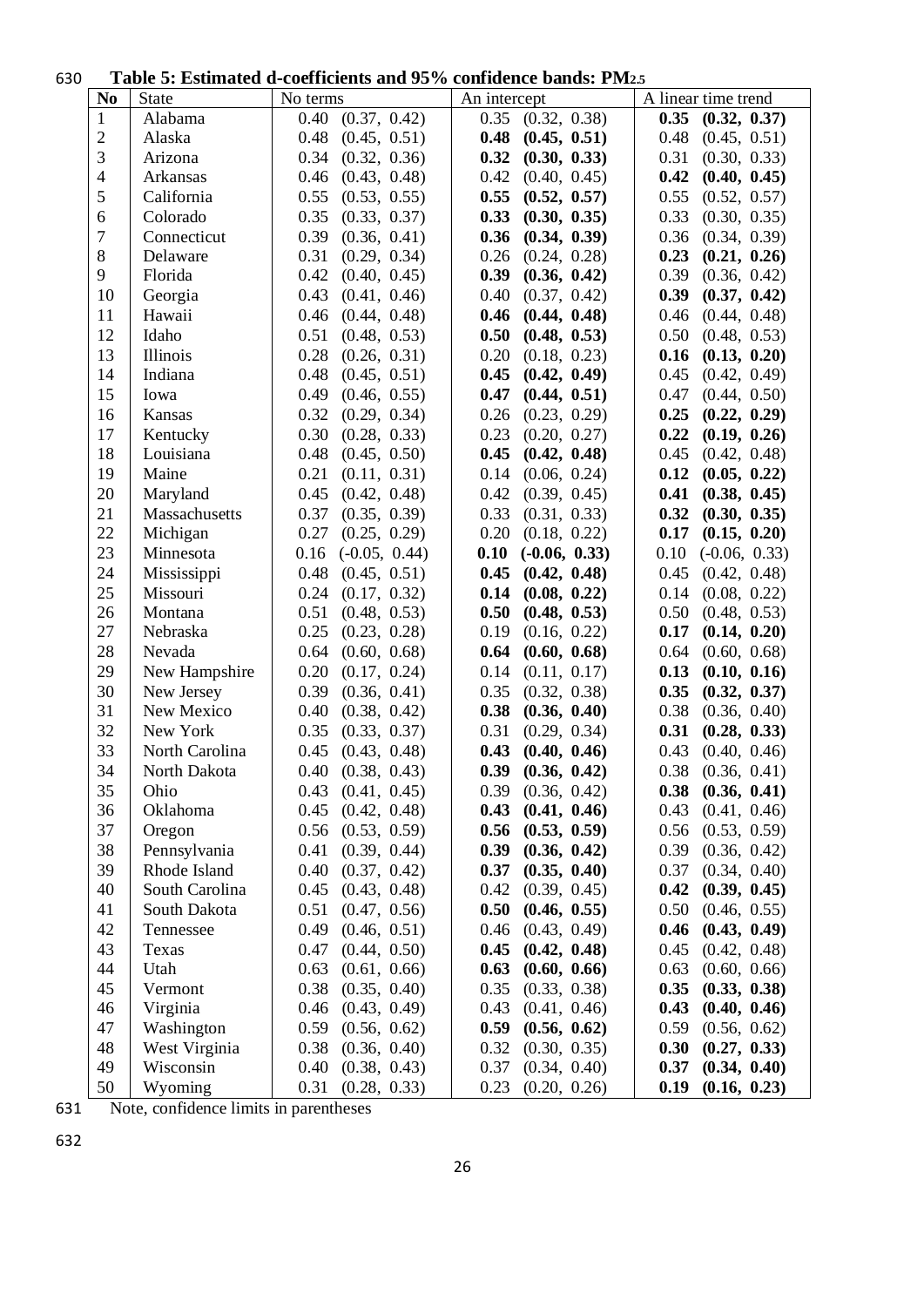**Table 5: Estimated d-coefficients and 95% confidence bands: $PM_{2.5}$**

| No | State | No terms | An intercept | A linear time trend |
|---|---|---|---|---|
| 1 | Alabama | 0.40 (0.37, 0.42) | 0.35 (0.32, 0.38) | **0.35 (0.32, 0.37)** |
| 2 | Alaska | 0.48 (0.45, 0.51) | **0.48 (0.45, 0.51)** | 0.48 (0.45, 0.51) |
| 3 | Arizona | 0.34 (0.32, 0.36) | **0.32 (0.30, 0.33)** | 0.31 (0.30, 0.33) |
| 4 | Arkansas | 0.46 (0.43, 0.48) | 0.42 (0.40, 0.45) | **0.42 (0.40, 0.45)** |
| 5 | California | 0.55 (0.53, 0.55) | **0.55 (0.52, 0.57)** | 0.55 (0.52, 0.57) |
| 6 | Colorado | 0.35 (0.33, 0.37) | **0.33 (0.30, 0.35)** | 0.33 (0.30, 0.35) |
| 7 | Connecticut | 0.39 (0.36, 0.41) | **0.36 (0.34, 0.39)** | 0.36 (0.34, 0.39) |
| 8 | Delaware | 0.31 (0.29, 0.34) | 0.26 (0.24, 0.28) | **0.23 (0.21, 0.26)** |
| 9 | Florida | 0.42 (0.40, 0.45) | **0.39 (0.36, 0.42)** | 0.39 (0.36, 0.42) |
| 10 | Georgia | 0.43 (0.41, 0.46) | 0.40 (0.37, 0.42) | **0.39 (0.37, 0.42)** |
| 11 | Hawaii | 0.46 (0.44, 0.48) | **0.46 (0.44, 0.48)** | 0.46 (0.44, 0.48) |
| 12 | Idaho | 0.51 (0.48, 0.53) | **0.50 (0.48, 0.53)** | 0.50 (0.48, 0.53) |
| 13 | Illinois | 0.28 (0.26, 0.31) | 0.20 (0.18, 0.23) | **0.16 (0.13, 0.20)** |
| 14 | Indiana | 0.48 (0.45, 0.51) | **0.45 (0.42, 0.49)** | 0.45 (0.42, 0.49) |
| 15 | Iowa | 0.49 (0.46, 0.55) | **0.47 (0.44, 0.51)** | 0.47 (0.44, 0.50) |
| 16 | Kansas | 0.32 (0.29, 0.34) | 0.26 (0.23, 0.29) | **0.25 (0.22, 0.29)** |
| 17 | Kentucky | 0.30 (0.28, 0.33) | 0.23 (0.20, 0.27) | **0.22 (0.19, 0.26)** |
| 18 | Louisiana | 0.48 (0.45, 0.50) | **0.45 (0.42, 0.48)** | 0.45 (0.42, 0.48) |
| 19 | Maine | 0.21 (0.11, 0.31) | 0.14 (0.06, 0.24) | **0.12 (0.05, 0.22)** |
| 20 | Maryland | 0.45 (0.42, 0.48) | 0.42 (0.39, 0.45) | **0.41 (0.38, 0.45)** |
| 21 | Massachusetts | 0.37 (0.35, 0.39) | 0.33 (0.31, 0.33) | **0.32 (0.30, 0.35)** |
| 22 | Michigan | 0.27 (0.25, 0.29) | 0.20 (0.18, 0.22) | **0.17 (0.15, 0.20)** |
| 23 | Minnesota | 0.16 (-0.05, 0.44) | **0.10 (-0.06, 0.33)** | 0.10 (-0.06, 0.33) |
| 24 | Mississippi | 0.48 (0.45, 0.51) | **0.45 (0.42, 0.48)** | 0.45 (0.42, 0.48) |
| 25 | Missouri | 0.24 (0.17, 0.32) | **0.14 (0.08, 0.22)** | 0.14 (0.08, 0.22) |
| 26 | Montana | 0.51 (0.48, 0.53) | **0.50 (0.48, 0.53)** | 0.50 (0.48, 0.53) |
| 27 | Nebraska | 0.25 (0.23, 0.28) | 0.19 (0.16, 0.22) | **0.17 (0.14, 0.20)** |
| 28 | Nevada | 0.64 (0.60, 0.68) | **0.64 (0.60, 0.68)** | 0.64 (0.60, 0.68) |
| 29 | New Hampshire | 0.20 (0.17, 0.24) | 0.14 (0.11, 0.17) | **0.13 (0.10, 0.16)** |
| 30 | New Jersey | 0.39 (0.36, 0.41) | 0.35 (0.32, 0.38) | **0.35 (0.32, 0.37)** |
| 31 | New Mexico | 0.40 (0.38, 0.42) | **0.38 (0.36, 0.40)** | 0.38 (0.36, 0.40) |
| 32 | New York | 0.35 (0.33, 0.37) | 0.31 (0.29, 0.34) | **0.31 (0.28, 0.33)** |
| 33 | North Carolina | 0.45 (0.43, 0.48) | **0.43 (0.40, 0.46)** | 0.43 (0.40, 0.46) |
| 34 | North Dakota | 0.40 (0.38, 0.43) | **0.39 (0.36, 0.42)** | 0.38 (0.36, 0.41) |
| 35 | Ohio | 0.43 (0.41, 0.45) | 0.39 (0.36, 0.42) | **0.38 (0.36, 0.41)** |
| 36 | Oklahoma | 0.45 (0.42, 0.48) | **0.43 (0.41, 0.46)** | 0.43 (0.41, 0.46) |
| 37 | Oregon | 0.56 (0.53, 0.59) | **0.56 (0.53, 0.59)** | 0.56 (0.53, 0.59) |
| 38 | Pennsylvania | 0.41 (0.39, 0.44) | **0.39 (0.36, 0.42)** | 0.39 (0.36, 0.42) |
| 39 | Rhode Island | 0.40 (0.37, 0.42) | **0.37 (0.35, 0.40)** | 0.37 (0.34, 0.40) |
| 40 | South Carolina | 0.45 (0.43, 0.48) | 0.42 (0.39, 0.45) | **0.42 (0.39, 0.45)** |
| 41 | South Dakota | 0.51 (0.47, 0.56) | **0.50 (0.46, 0.55)** | 0.50 (0.46, 0.55) |
| 42 | Tennessee | 0.49 (0.46, 0.51) | 0.46 (0.43, 0.49) | **0.46 (0.43, 0.49)** |
| 43 | Texas | 0.47 (0.44, 0.50) | **0.45 (0.42, 0.48)** | 0.45 (0.42, 0.48) |
| 44 | Utah | 0.63 (0.61, 0.66) | **0.63 (0.60, 0.66)** | 0.63 (0.60, 0.66) |
| 45 | Vermont | 0.38 (0.35, 0.40) | 0.35 (0.33, 0.38) | **0.35 (0.33, 0.38)** |
| 46 | Virginia | 0.46 (0.43, 0.49) | 0.43 (0.41, 0.46) | **0.43 (0.40, 0.46)** |
| 47 | Washington | 0.59 (0.56, 0.62) | **0.59 (0.56, 0.62)** | 0.59 (0.56, 0.62) |
| 48 | West Virginia | 0.38 (0.36, 0.40) | 0.32 (0.30, 0.35) | **0.30 (0.27, 0.33)** |
| 49 | Wisconsin | 0.40 (0.38, 0.43) | 0.37 (0.34, 0.40) | **0.37 (0.34, 0.40)** |
| 50 | Wyoming | 0.31 (0.28, 0.33) | 0.23 (0.20, 0.26) | **0.19 (0.16, 0.23)** |

Note, confidence limits in parentheses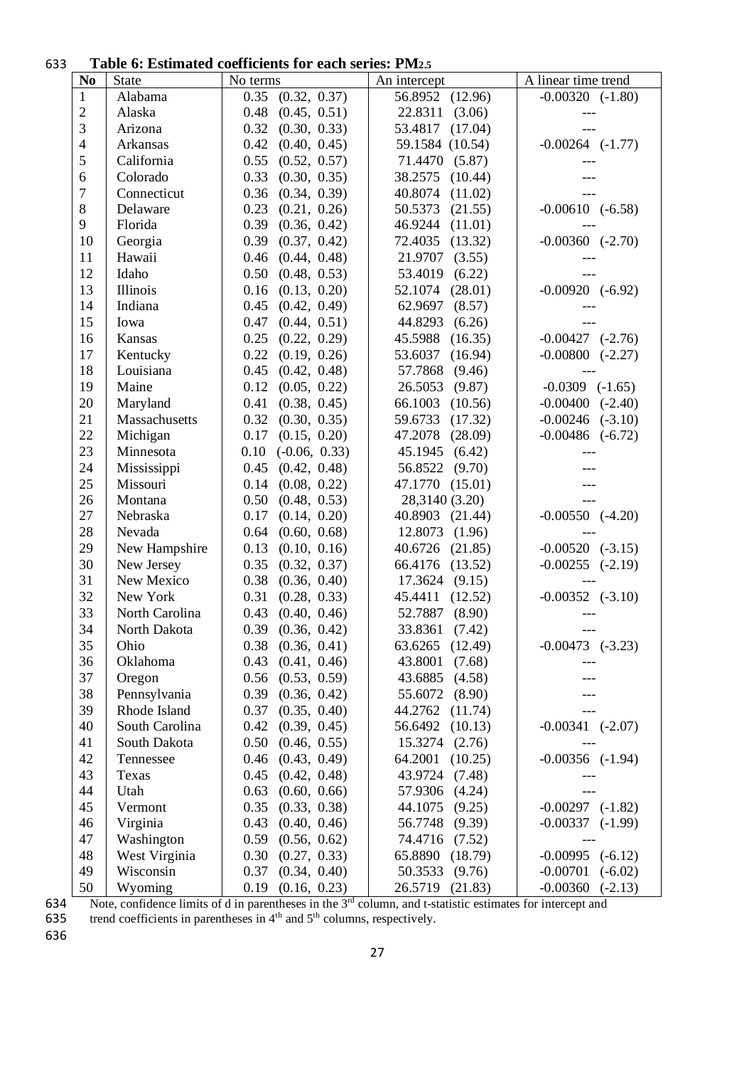**Table 6: Estimated coefficients for each series: $PM_{2.5}$**

| No | State | No terms | An intercept | A linear time trend |
|---|---|---|---|---|
| 1 | Alabama | 0.35 (0.32, 0.37) | 56.8952 (12.96) | -0.00320 (-1.80) |
| 2 | Alaska | 0.48 (0.45, 0.51) | 22.8311 (3.06) | --- |
| 3 | Arizona | 0.32 (0.30, 0.33) | 53.4817 (17.04) | --- |
| 4 | Arkansas | 0.42 (0.40, 0.45) | 59.1584 (10.54) | -0.00264 (-1.77) |
| 5 | California | 0.55 (0.52, 0.57) | 71.4470 (5.87) | --- |
| 6 | Colorado | 0.33 (0.30, 0.35) | 38.2575 (10.44) | --- |
| 7 | Connecticut | 0.36 (0.34, 0.39) | 40.8074 (11.02) | --- |
| 8 | Delaware | 0.23 (0.21, 0.26) | 50.5373 (21.55) | -0.00610 (-6.58) |
| 9 | Florida | 0.39 (0.36, 0.42) | 46.9244 (11.01) | --- |
| 10 | Georgia | 0.39 (0.37, 0.42) | 72.4035 (13.32) | -0.00360 (-2.70) |
| 11 | Hawaii | 0.46 (0.44, 0.48) | 21.9707 (3.55) | --- |
| 12 | Idaho | 0.50 (0.48, 0.53) | 53.4019 (6.22) | --- |
| 13 | Illinois | 0.16 (0.13, 0.20) | 52.1074 (28.01) | -0.00920 (-6.92) |
| 14 | Indiana | 0.45 (0.42, 0.49) | 62.9697 (8.57) | --- |
| 15 | Iowa | 0.47 (0.44, 0.51) | 44.8293 (6.26) | --- |
| 16 | Kansas | 0.25 (0.22, 0.29) | 45.5988 (16.35) | -0.00427 (-2.76) |
| 17 | Kentucky | 0.22 (0.19, 0.26) | 53.6037 (16.94) | -0.00800 (-2.27) |
| 18 | Louisiana | 0.45 (0.42, 0.48) | 57.7868 (9.46) | --- |
| 19 | Maine | 0.12 (0.05, 0.22) | 26.5053 (9.87) | -0.0309 (-1.65) |
| 20 | Maryland | 0.41 (0.38, 0.45) | 66.1003 (10.56) | -0.00400 (-2.40) |
| 21 | Massachusetts | 0.32 (0.30, 0.35) | 59.6733 (17.32) | -0.00246 (-3.10) |
| 22 | Michigan | 0.17 (0.15, 0.20) | 47.2078 (28.09) | -0.00486 (-6.72) |
| 23 | Minnesota | 0.10 (-0.06, 0.33) | 45.1945 (6.42) | --- |
| 24 | Mississippi | 0.45 (0.42, 0.48) | 56.8522 (9.70) | --- |
| 25 | Missouri | 0.14 (0.08, 0.22) | 47.1770 (15.01) | --- |
| 26 | Montana | 0.50 (0.48, 0.53) | 28,3140 (3.20) | --- |
| 27 | Nebraska | 0.17 (0.14, 0.20) | 40.8903 (21.44) | -0.00550 (-4.20) |
| 28 | Nevada | 0.64 (0.60, 0.68) | 12.8073 (1.96) | --- |
| 29 | New Hampshire | 0.13 (0.10, 0.16) | 40.6726 (21.85) | -0.00520 (-3.15) |
| 30 | New Jersey | 0.35 (0.32, 0.37) | 66.4176 (13.52) | -0.00255 (-2.19) |
| 31 | New Mexico | 0.38 (0.36, 0.40) | 17.3624 (9.15) | --- |
| 32 | New York | 0.31 (0.28, 0.33) | 45.4411 (12.52) | -0.00352 (-3.10) |
| 33 | North Carolina | 0.43 (0.40, 0.46) | 52.7887 (8.90) | --- |
| 34 | North Dakota | 0.39 (0.36, 0.42) | 33.8361 (7.42) | --- |
| 35 | Ohio | 0.38 (0.36, 0.41) | 63.6265 (12.49) | -0.00473 (-3.23) |
| 36 | Oklahoma | 0.43 (0.41, 0.46) | 43.8001 (7.68) | --- |
| 37 | Oregon | 0.56 (0.53, 0.59) | 43.6885 (4.58) | --- |
| 38 | Pennsylvania | 0.39 (0.36, 0.42) | 55.6072 (8.90) | --- |
| 39 | Rhode Island | 0.37 (0.35, 0.40) | 44.2762 (11.74) | --- |
| 40 | South Carolina | 0.42 (0.39, 0.45) | 56.6492 (10.13) | -0.00341 (-2.07) |
| 41 | South Dakota | 0.50 (0.46, 0.55) | 15.3274 (2.76) | --- |
| 42 | Tennessee | 0.46 (0.43, 0.49) | 64.2001 (10.25) | -0.00356 (-1.94) |
| 43 | Texas | 0.45 (0.42, 0.48) | 43.9724 (7.48) | --- |
| 44 | Utah | 0.63 (0.60, 0.66) | 57.9306 (4.24) | --- |
| 45 | Vermont | 0.35 (0.33, 0.38) | 44.1075 (9.25) | -0.00297 (-1.82) |
| 46 | Virginia | 0.43 (0.40, 0.46) | 56.7748 (9.39) | -0.00337 (-1.99) |
| 47 | Washington | 0.59 (0.56, 0.62) | 74.4716 (7.52) | --- |
| 48 | West Virginia | 0.30 (0.27, 0.33) | 65.8890 (18.79) | -0.00995 (-6.12) |
| 49 | Wisconsin | 0.37 (0.34, 0.40) | 50.3533 (9.76) | -0.00701 (-6.02) |
| 50 | Wyoming | 0.19 (0.16, 0.23) | 26.5719 (21.83) | -0.00360 (-2.13) |

Note, confidence limits of d in parentheses in the 3rd column, and t-statistic estimates for intercept and trend coefficients in parentheses in 4th and 5th columns, respectively.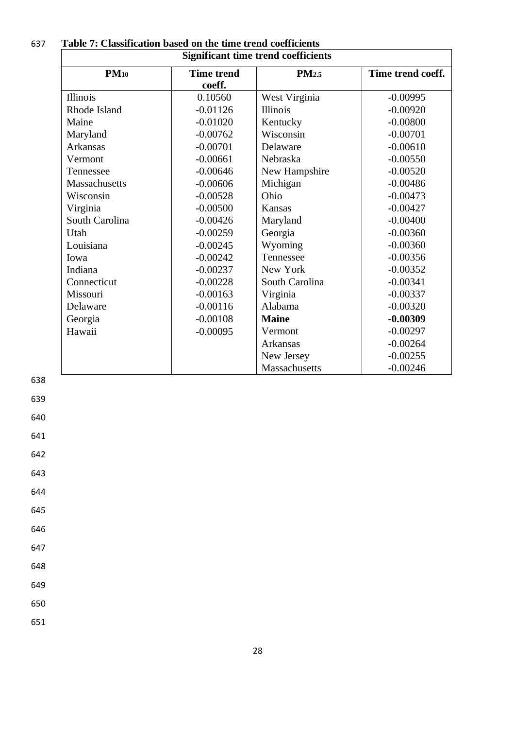**Table 7: Classification based on the time trend coefficients**

| Significant time trend coefficients | | | |
|---|---|---|---|
| $PM_{10}$ | Time trend coeff. | $PM_{2.5}$ | Time trend coeff. |
| Illinois | 0.10560 | West Virginia | -0.00995 |
| Rhode Island | -0.01126 | Illinois | -0.00920 |
| Maine | -0.01020 | Kentucky | -0.00800 |
| Maryland | -0.00762 | Wisconsin | -0.00701 |
| Arkansas | -0.00701 | Delaware | -0.00610 |
| Vermont | -0.00661 | Nebraska | -0.00550 |
| Tennessee | -0.00646 | New Hampshire | -0.00520 |
| Massachusetts | -0.00606 | Michigan | -0.00486 |
| Wisconsin | -0.00528 | Ohio | -0.00473 |
| Virginia | -0.00500 | Kansas | -0.00427 |
| South Carolina | -0.00426 | Maryland | -0.00400 |
| Utah | -0.00259 | Georgia | -0.00360 |
| Louisiana | -0.00245 | Wyoming | -0.00360 |
| Iowa | -0.00242 | Tennessee | -0.00356 |
| Indiana | -0.00237 | New York | -0.00352 |
| Connecticut | -0.00228 | South Carolina | -0.00341 |
| Missouri | -0.00163 | Virginia | -0.00337 |
| Delaware | -0.00116 | Alabama | -0.00320 |
| Georgia | -0.00108 | **Maine** | **-0.00309** |
| Hawaii | -0.00095 | Vermont | -0.00297 |
| | | Arkansas | -0.00264 |
| | | New Jersey | -0.00255 |
| | | Massachusetts | -0.00246 |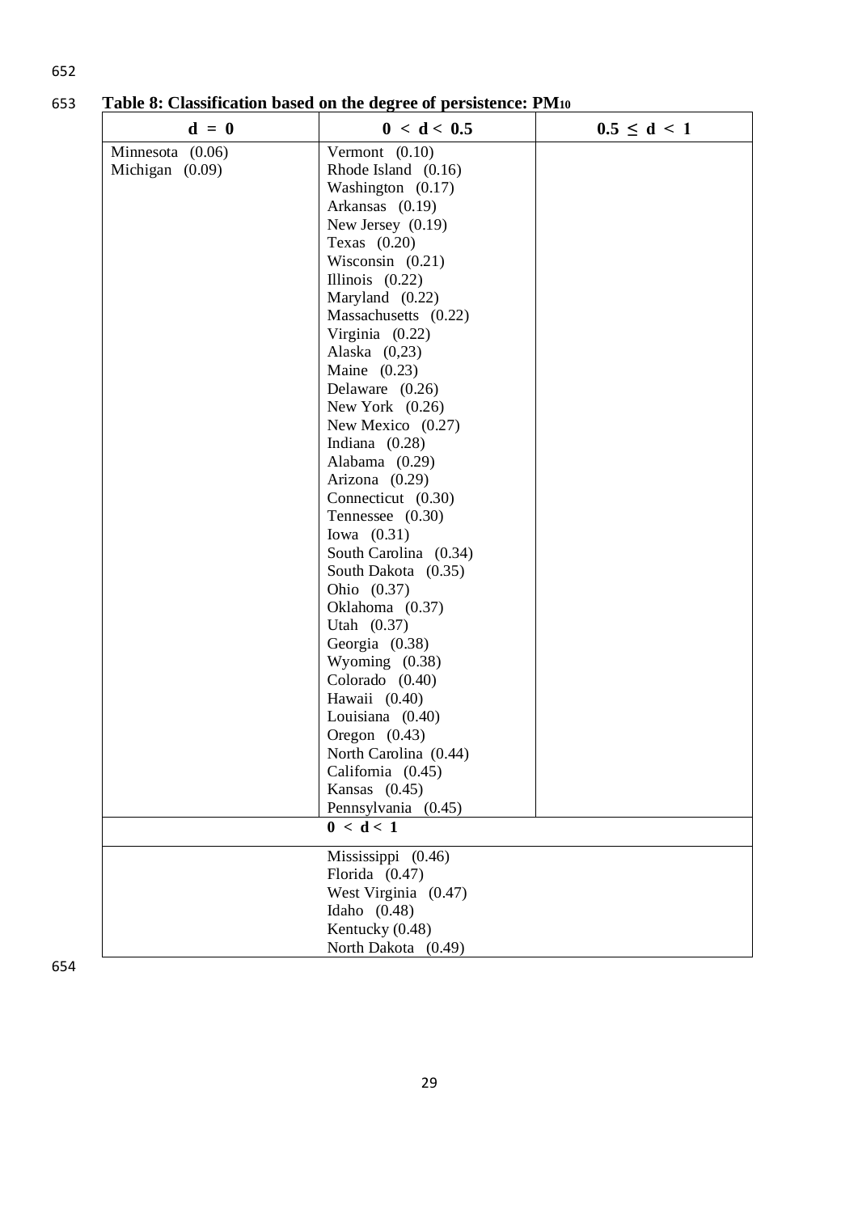**Table 8: Classification based on the degree of persistence: $PM_{10}$**

| $d = 0$ | $0 < d < 0.5$ | $0.5 \leq d < 1$ |
|---|---|---|
| Minnesota (0.06) | Vermont (0.10) | |
| Michigan (0.09) | Rhode Island (0.16) | |
| | Washington (0.17) | |
| | Arkansas (0.19) | |
| | New Jersey (0.19) | |
| | Texas (0.20) | |
| | Wisconsin (0.21) | |
| | Illinois (0.22) | |
| | Maryland (0.22) | |
| | Massachusetts (0.22) | |
| | Virginia (0.22) | |
| | Alaska (0,23) | |
| | Maine (0.23) | |
| | Delaware (0.26) | |
| | New York (0.26) | |
| | New Mexico (0.27) | |
| | Indiana (0.28) | |
| | Alabama (0.29) | |
| | Arizona (0.29) | |
| | Connecticut (0.30) | |
| | Tennessee (0.30) | |
| | Iowa (0.31) | |
| | South Carolina (0.34) | |
| | South Dakota (0.35) | |
| | Ohio (0.37) | |
| | Oklahoma (0.37) | |
| | Utah (0.37) | |
| | Georgia (0.38) | |
| | Wyoming (0.38) | |
| | Colorado (0.40) | |
| | Hawaii (0.40) | |
| | Louisiana (0.40) | |
| | Oregon (0.43) | |
| | North Carolina (0.44) | |
| | California (0.45) | |
| | Kansas (0.45) | |
| | Pennsylvania (0.45) | |
| | **$0 < d < 1$** | |
| | Mississippi (0.46) | |
| | Florida (0.47) | |
| | West Virginia (0.47) | |
| | Idaho (0.48) | |
| | Kentucky (0.48) | |
| | North Dakota (0.49) | |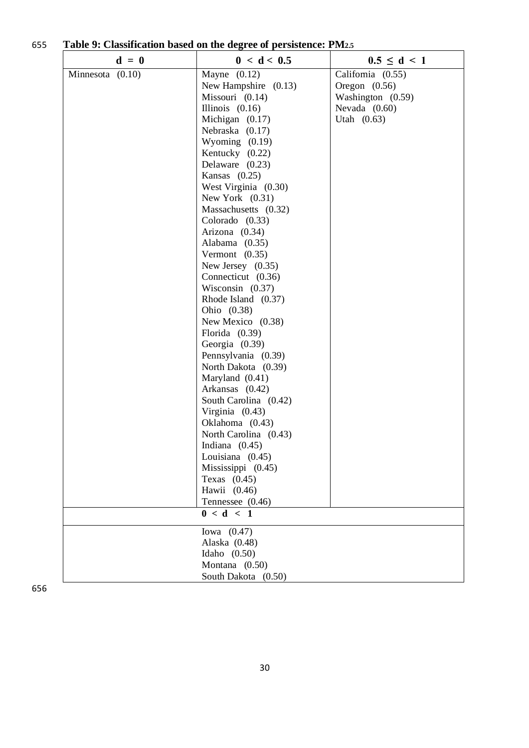**Table 9: Classification based on the degree of persistence: $PM_{2.5}$**

| $d = 0$ | $0 < d < 0.5$ | $0.5 \leq d < 1$ |
|---|---|---|
| Minnesota (0.10) | Mayne (0.12) | California (0.55) |
| | New Hampshire (0.13) | Oregon (0.56) |
| | Missouri (0.14) | Washington (0.59) |
| | Illinois (0.16) | Nevada (0.60) |
| | Michigan (0.17) | Utah (0.63) |
| | Nebraska (0.17) | |
| | Wyoming (0.19) | |
| | Kentucky (0.22) | |
| | Delaware (0.23) | |
| | Kansas (0.25) | |
| | West Virginia (0.30) | |
| | New York (0.31) | |
| | Massachusetts (0.32) | |
| | Colorado (0.33) | |
| | Arizona (0.34) | |
| | Alabama (0.35) | |
| | Vermont (0.35) | |
| | New Jersey (0.35) | |
| | Connecticut (0.36) | |
| | Wisconsin (0.37) | |
| | Rhode Island (0.37) | |
| | Ohio (0.38) | |
| | New Mexico (0.38) | |
| | Florida (0.39) | |
| | Georgia (0.39) | |
| | Pennsylvania (0.39) | |
| | North Dakota (0.39) | |
| | Maryland (0.41) | |
| | Arkansas (0.42) | |
| | South Carolina (0.42) | |
| | Virginia (0.43) | |
| | Oklahoma (0.43) | |
| | North Carolina (0.43) | |
| | Indiana (0.45) | |
| | Louisiana (0.45) | |
| | Mississippi (0.45) | |
| | Texas (0.45) | |
| | Hawii (0.46) | |
| | Tennessee (0.46) | |
| | **$0 < d < 1$** | |
| | Iowa (0.47) | |
| | Alaska (0.48) | |
| | Idaho (0.50) | |
| | Montana (0.50) | |
| | South Dakota (0.50) | |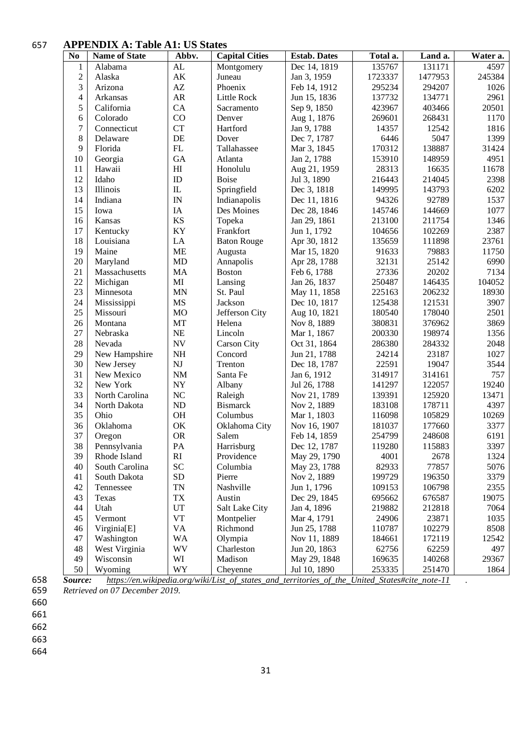## APPENDIX A: Table A1: US States

| No | Name of State | Abbv. | Capital Cities | Estab. Dates | Total a. | Land a. | Water a. |
|---|---|---|---|---|---|---|---|
| 1 | Alabama | AL | Montgomery | Dec 14, 1819 | 135767 | 131171 | 4597 |
| 2 | Alaska | AK | Juneau | Jan 3, 1959 | 1723337 | 1477953 | 245384 |
| 3 | Arizona | AZ | Phoenix | Feb 14, 1912 | 295234 | 294207 | 1026 |
| 4 | Arkansas | AR | Little Rock | Jun 15, 1836 | 137732 | 134771 | 2961 |
| 5 | California | CA | Sacramento | Sep 9, 1850 | 423967 | 403466 | 20501 |
| 6 | Colorado | CO | Denver | Aug 1, 1876 | 269601 | 268431 | 1170 |
| 7 | Connecticut | CT | Hartford | Jan 9, 1788 | 14357 | 12542 | 1816 |
| 8 | Delaware | DE | Dover | Dec 7, 1787 | 6446 | 5047 | 1399 |
| 9 | Florida | FL | Tallahassee | Mar 3, 1845 | 170312 | 138887 | 31424 |
| 10 | Georgia | GA | Atlanta | Jan 2, 1788 | 153910 | 148959 | 4951 |
| 11 | Hawaii | HI | Honolulu | Aug 21, 1959 | 28313 | 16635 | 11678 |
| 12 | Idaho | ID | Boise | Jul 3, 1890 | 216443 | 214045 | 2398 |
| 13 | Illinois | IL | Springfield | Dec 3, 1818 | 149995 | 143793 | 6202 |
| 14 | Indiana | IN | Indianapolis | Dec 11, 1816 | 94326 | 92789 | 1537 |
| 15 | Iowa | IA | Des Moines | Dec 28, 1846 | 145746 | 144669 | 1077 |
| 16 | Kansas | KS | Topeka | Jan 29, 1861 | 213100 | 211754 | 1346 |
| 17 | Kentucky | KY | Frankfort | Jun 1, 1792 | 104656 | 102269 | 2387 |
| 18 | Louisiana | LA | Baton Rouge | Apr 30, 1812 | 135659 | 111898 | 23761 |
| 19 | Maine | ME | Augusta | Mar 15, 1820 | 91633 | 79883 | 11750 |
| 20 | Maryland | MD | Annapolis | Apr 28, 1788 | 32131 | 25142 | 6990 |
| 21 | Massachusetts | MA | Boston | Feb 6, 1788 | 27336 | 20202 | 7134 |
| 22 | Michigan | MI | Lansing | Jan 26, 1837 | 250487 | 146435 | 104052 |
| 23 | Minnesota | MN | St. Paul | May 11, 1858 | 225163 | 206232 | 18930 |
| 24 | Mississippi | MS | Jackson | Dec 10, 1817 | 125438 | 121531 | 3907 |
| 25 | Missouri | MO | Jefferson City | Aug 10, 1821 | 180540 | 178040 | 2501 |
| 26 | Montana | MT | Helena | Nov 8, 1889 | 380831 | 376962 | 3869 |
| 27 | Nebraska | NE | Lincoln | Mar 1, 1867 | 200330 | 198974 | 1356 |
| 28 | Nevada | NV | Carson City | Oct 31, 1864 | 286380 | 284332 | 2048 |
| 29 | New Hampshire | NH | Concord | Jun 21, 1788 | 24214 | 23187 | 1027 |
| 30 | New Jersey | NJ | Trenton | Dec 18, 1787 | 22591 | 19047 | 3544 |
| 31 | New Mexico | NM | Santa Fe | Jan 6, 1912 | 314917 | 314161 | 757 |
| 32 | New York | NY | Albany | Jul 26, 1788 | 141297 | 122057 | 19240 |
| 33 | North Carolina | NC | Raleigh | Nov 21, 1789 | 139391 | 125920 | 13471 |
| 34 | North Dakota | ND | Bismarck | Nov 2, 1889 | 183108 | 178711 | 4397 |
| 35 | Ohio | OH | Columbus | Mar 1, 1803 | 116098 | 105829 | 10269 |
| 36 | Oklahoma | OK | Oklahoma City | Nov 16, 1907 | 181037 | 177660 | 3377 |
| 37 | Oregon | OR | Salem | Feb 14, 1859 | 254799 | 248608 | 6191 |
| 38 | Pennsylvania | PA | Harrisburg | Dec 12, 1787 | 119280 | 115883 | 3397 |
| 39 | Rhode Island | RI | Providence | May 29, 1790 | 4001 | 2678 | 1324 |
| 40 | South Carolina | SC | Columbia | May 23, 1788 | 82933 | 77857 | 5076 |
| 41 | South Dakota | SD | Pierre | Nov 2, 1889 | 199729 | 196350 | 3379 |
| 42 | Tennessee | TN | Nashville | Jun 1, 1796 | 109153 | 106798 | 2355 |
| 43 | Texas | TX | Austin | Dec 29, 1845 | 695662 | 676587 | 19075 |
| 44 | Utah | UT | Salt Lake City | Jan 4, 1896 | 219882 | 212818 | 7064 |
| 45 | Vermont | VT | Montpelier | Mar 4, 1791 | 24906 | 23871 | 1035 |
| 46 | Virginia[E] | VA | Richmond | Jun 25, 1788 | 110787 | 102279 | 8508 |
| 47 | Washington | WA | Olympia | Nov 11, 1889 | 184661 | 172119 | 12542 |
| 48 | West Virginia | WV | Charleston | Jun 20, 1863 | 62756 | 62259 | 497 |
| 49 | Wisconsin | WI | Madison | May 29, 1848 | 169635 | 140268 | 29367 |
| 50 | Wyoming | WY | Cheyenne | Jul 10, 1890 | 253335 | 251470 | 1864 |

***Source:*** *https://en.wikipedia.org/wiki/List_of_states_and_territories_of_the_United_States#cite_note-11* .
*Retrieved on 07 December 2019.*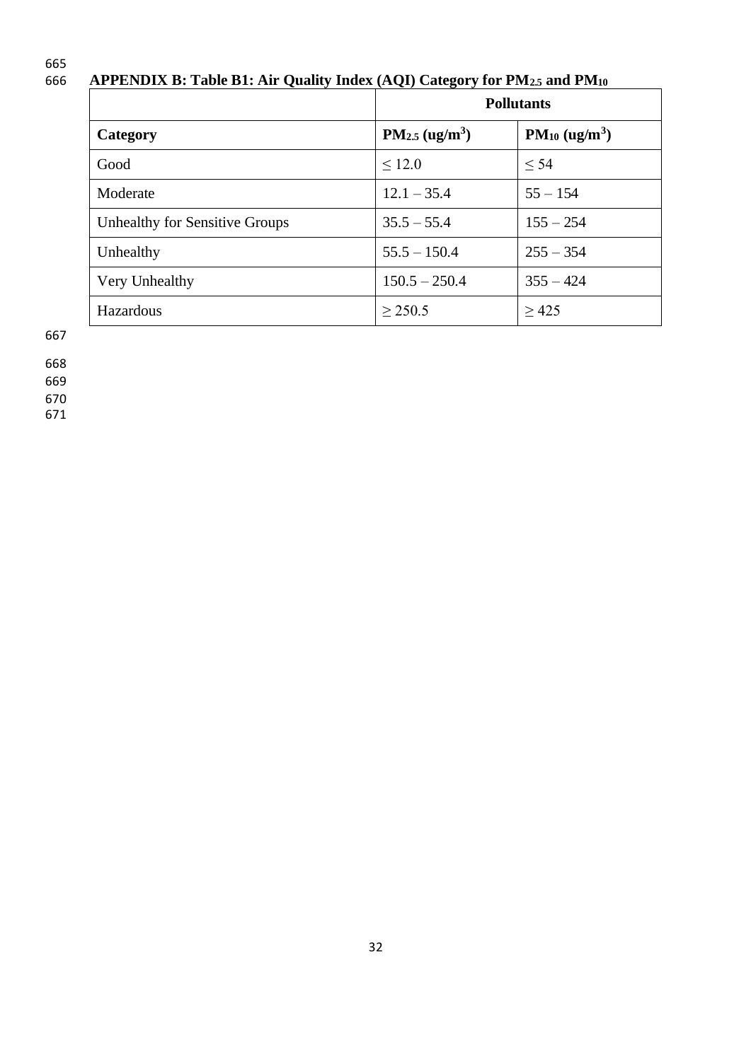**APPENDIX B: Table B1: Air Quality Index (AQI) Category for $PM_{2.5}$ and $PM_{10}$**

| | **Pollutants** | |
|---|---|---|
| **Category** | **$PM_{2.5}$ ($ug/m^3$)** | **$PM_{10}$ ($ug/m^3$)** |
| Good | $\leq 12.0$ | $\leq 54$ |
| Moderate | 12.1 – 35.4 | 55 – 154 |
| Unhealthy for Sensitive Groups | 35.5 – 55.4 | 155 – 254 |
| Unhealthy | 55.5 – 150.4 | 255 – 354 |
| Very Unhealthy | 150.5 – 250.4 | 355 – 424 |
| Hazardous | $\geq 250.5$ | $\geq 425$ |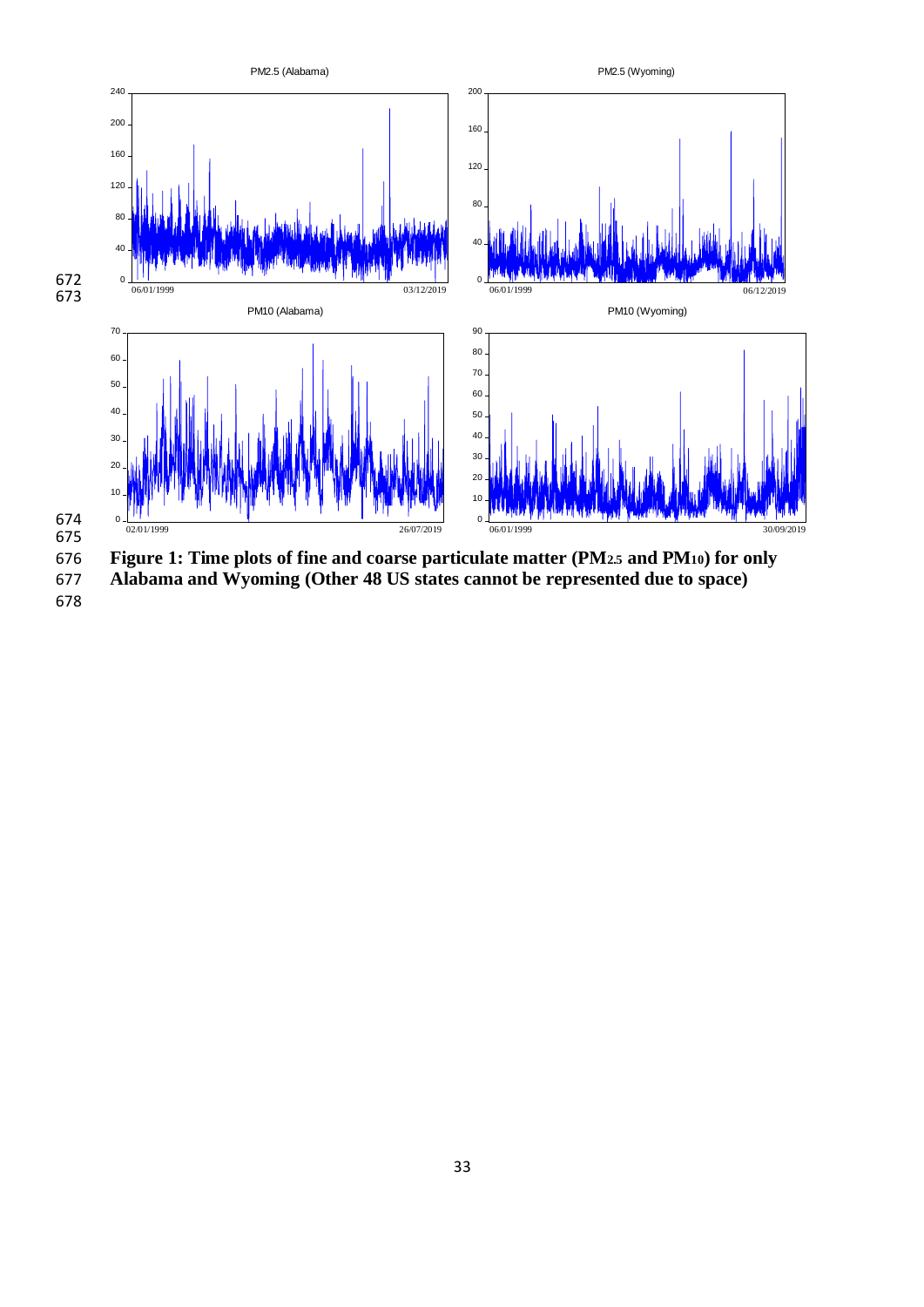**Figure 1: Time plots of fine and coarse particulate matter ($PM_{2.5}$ and $PM_{10}$) for only Alabama and Wyoming (Other 48 US states cannot be represented due to space)**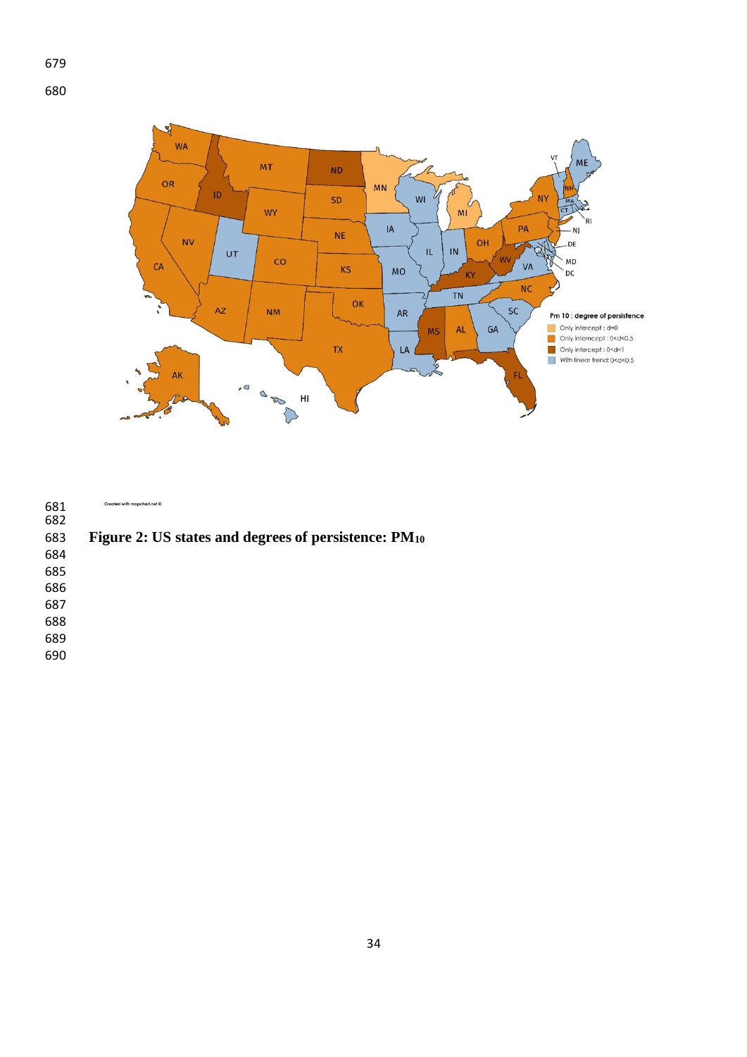Figure 2: US states and degrees of persistence: $PM_{10}$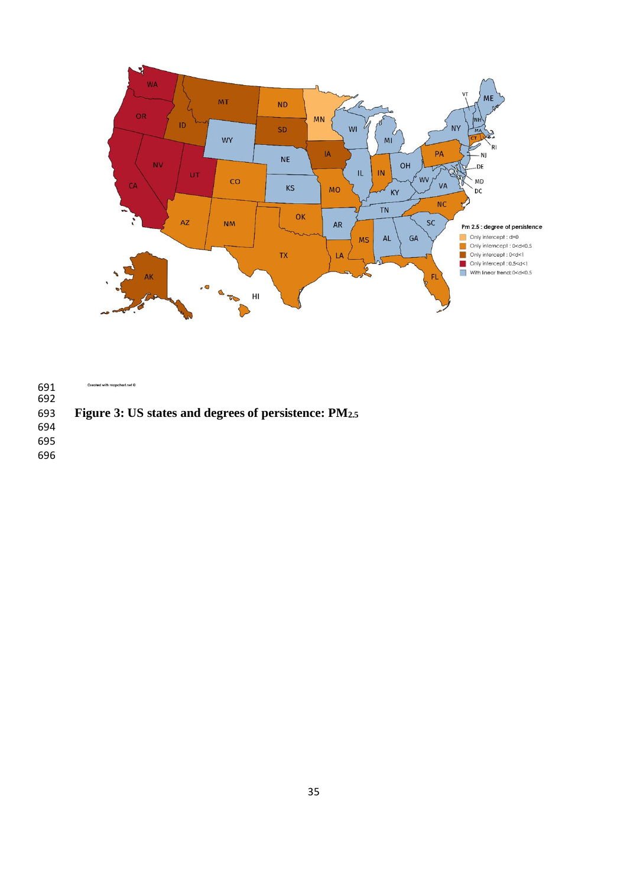WA
OR
CA
NV
ID
MT
WY
UT
AZ
CO
NM
ND
SD
NE
KS
OK
TX
MN
IA
MO
AR
LA
WI
IL
MI
IN
OH
KY
TN
MS
AL
GA
FL
SC
NC
VA
WV
PA
NY
VT
NH
ME
MA
CT
RI
NJ
DE
MD
DC
AK
HI

Pm 2.5 : degree of persistence

Only intercept : d=0

Only intercept : 0<d<0.5

Only intercept : 0<d<1

Only intercept : 0.5<d<1

With linear trend: 0<d<0.5

Created with mapchart.net ©

**Figure 3: US states and degrees of persistence: $PM_{2.5}$**